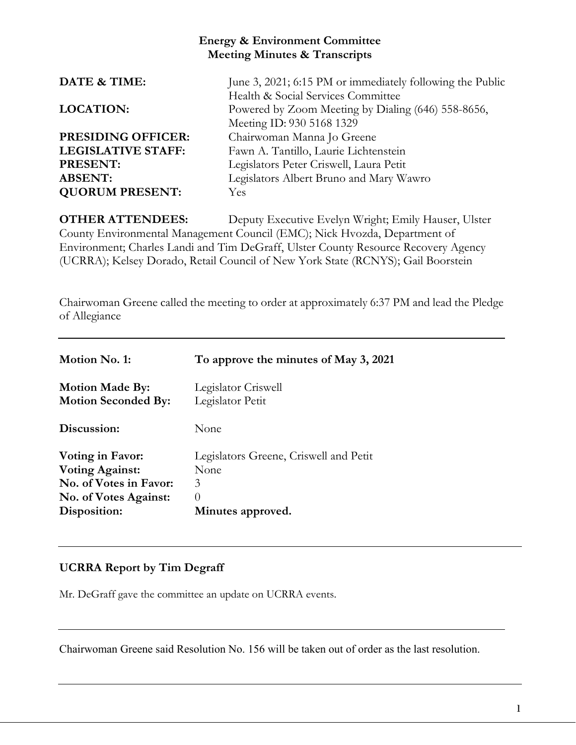# Energy & Environment Committee
## Meeting Minutes & Transcripts

| | |
|---|---|
| **DATE & TIME:** | June 3, 2021; 6:15 PM or immediately following the Public Health & Social Services Committee |
| **LOCATION:** | Powered by Zoom Meeting by Dialing (646) 558-8656, Meeting ID: 930 5168 1329 |
| **PRESIDING OFFICER:** | Chairwoman Manna Jo Greene |
| **LEGISLATIVE STAFF:** | Fawn A. Tantillo, Laurie Lichtenstein |
| **PRESENT:** | Legislators Peter Criswell, Laura Petit |
| **ABSENT:** | Legislators Albert Bruno and Mary Wawro |
| **QUORUM PRESENT:** | Yes |

**OTHER ATTENDEES:** Deputy Executive Evelyn Wright; Emily Hauser, Ulster County Environmental Management Council (EMC); Nick Hvozda, Department of Environment; Charles Landi and Tim DeGraff, Ulster County Resource Recovery Agency (UCRRA); Kelsey Dorado, Retail Council of New York State (RCNYS); Gail Boorstein

Chairwoman Greene called the meeting to order at approximately 6:37 PM and lead the Pledge of Allegiance

---

| | |
|---|---|
| **Motion No. 1:** | **To approve the minutes of May 3, 2021** |
| **Motion Made By:** | Legislator Criswell |
| **Motion Seconded By:** | Legislator Petit |
| **Discussion:** | None |
| **Voting in Favor:** | Legislators Greene, Criswell and Petit |
| **Voting Against:** | None |
| **No. of Votes in Favor:** | 3 |
| **No. of Votes Against:** | 0 |
| **Disposition:** | **Minutes approved.** |

---

**UCRRA Report by Tim Degraff**

Mr. DeGraff gave the committee an update on UCRRA events.

---

Chairwoman Greene said Resolution No. 156 will be taken out of order as the last resolution.

---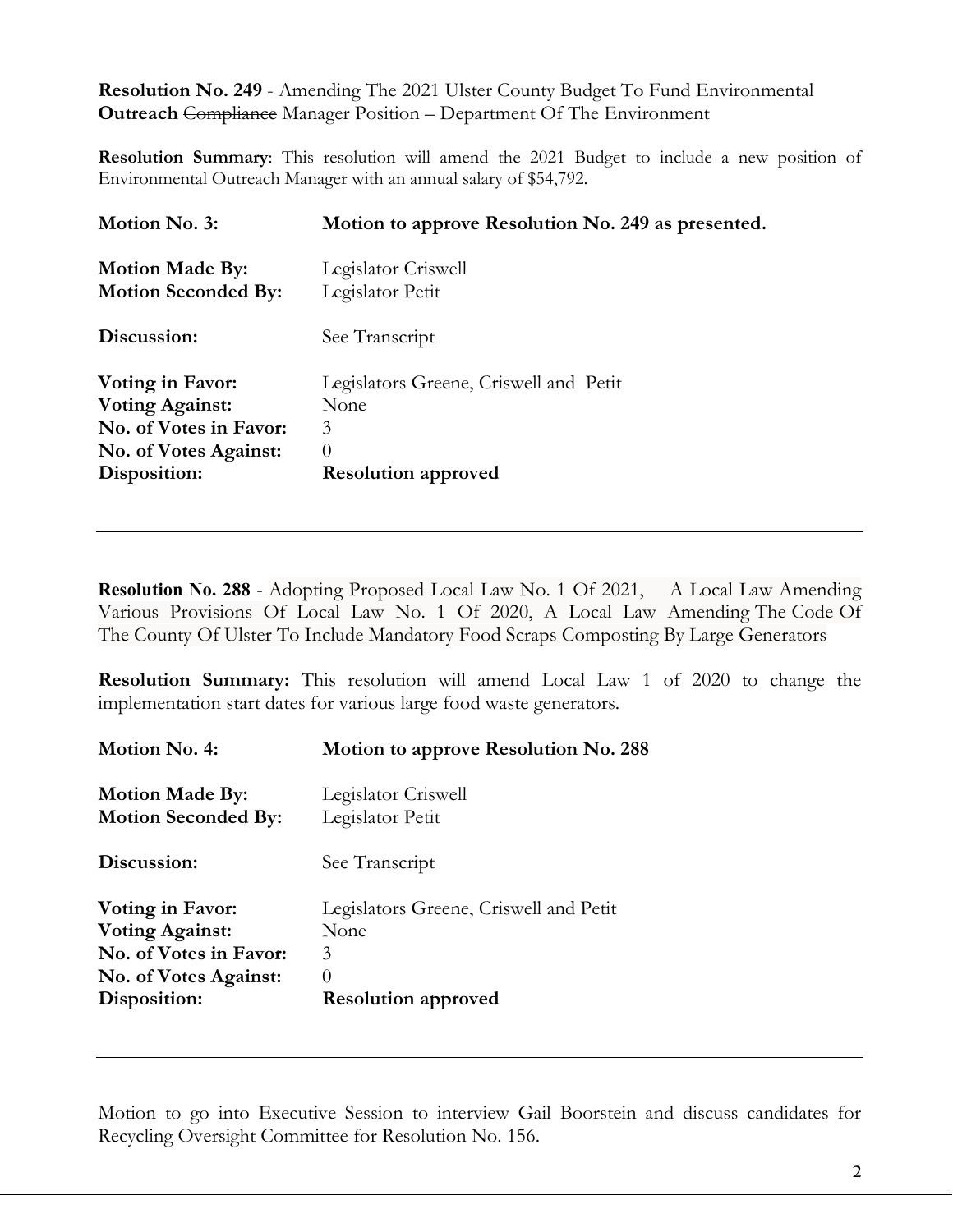**Resolution No. 249** - Amending The 2021 Ulster County Budget To Fund Environmental **Outreach** ~~Compliance~~ Manager Position – Department Of The Environment

**Resolution Summary**: This resolution will amend the 2021 Budget to include a new position of Environmental Outreach Manager with an annual salary of $54,792.

| | |
|---|---|
| **Motion No. 3:** | **Motion to approve Resolution No. 249 as presented.** |
| **Motion Made By:** | Legislator Criswell |
| **Motion Seconded By:** | Legislator Petit |
| **Discussion:** | See Transcript |
| **Voting in Favor:** | Legislators Greene, Criswell and Petit |
| **Voting Against:** | None |
| **No. of Votes in Favor:** | 3 |
| **No. of Votes Against:** | 0 |
| **Disposition:** | **Resolution approved** |

---

**Resolution No. 288** - Adopting Proposed Local Law No. 1 Of 2021, A Local Law Amending Various Provisions Of Local Law No. 1 Of 2020, A Local Law Amending The Code Of The County Of Ulster To Include Mandatory Food Scraps Composting By Large Generators

**Resolution Summary:** This resolution will amend Local Law 1 of 2020 to change the implementation start dates for various large food waste generators.

| | |
|---|---|
| **Motion No. 4:** | **Motion to approve Resolution No. 288** |
| **Motion Made By:** | Legislator Criswell |
| **Motion Seconded By:** | Legislator Petit |
| **Discussion:** | See Transcript |
| **Voting in Favor:** | Legislators Greene, Criswell and Petit |
| **Voting Against:** | None |
| **No. of Votes in Favor:** | 3 |
| **No. of Votes Against:** | 0 |
| **Disposition:** | **Resolution approved** |

---

Motion to go into Executive Session to interview Gail Boorstein and discuss candidates for Recycling Oversight Committee for Resolution No. 156.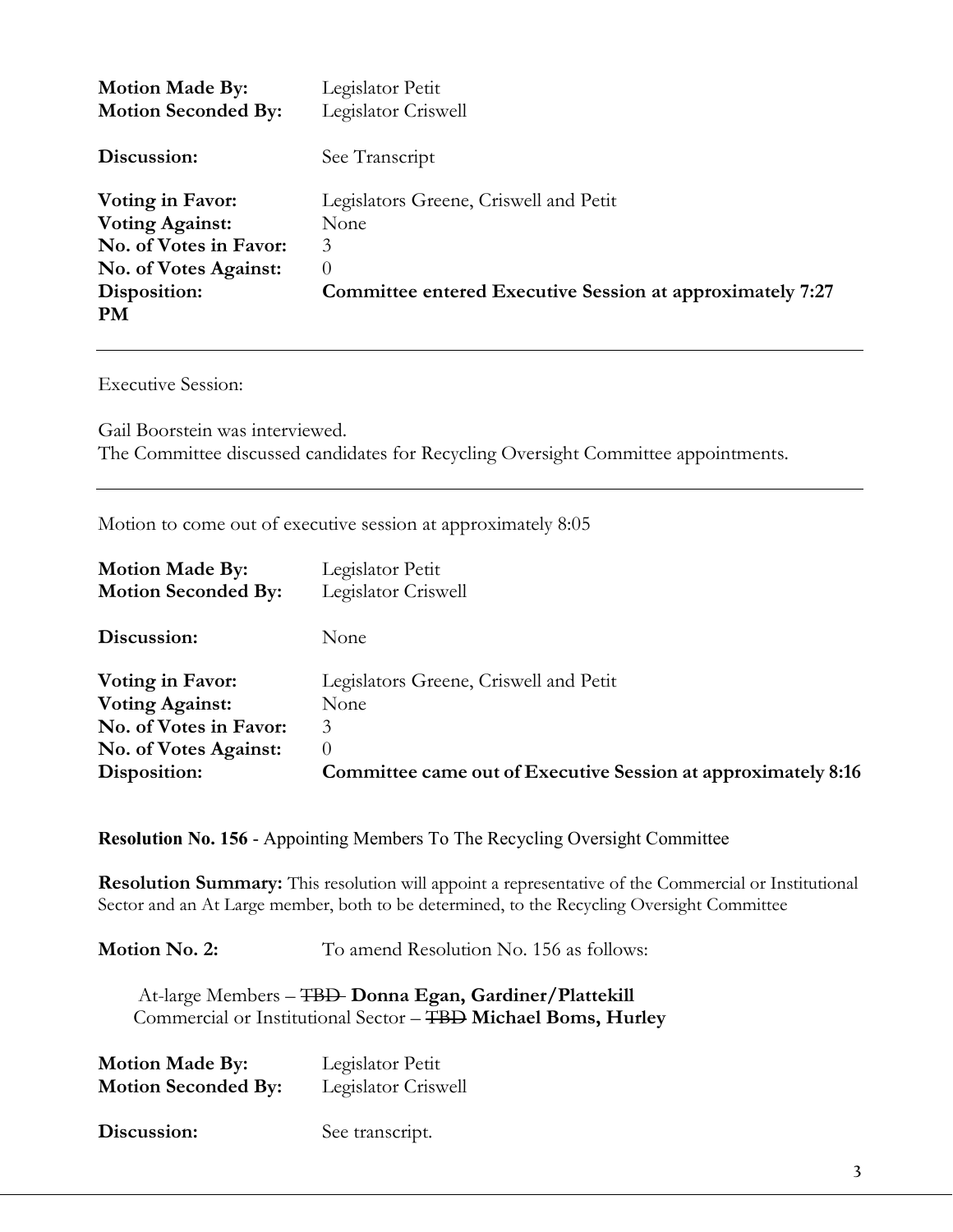**Motion Made By:** Legislator Petit
**Motion Seconded By:** Legislator Criswell

**Discussion:** See Transcript

**Voting in Favor:** Legislators Greene, Criswell and Petit
**Voting Against:** None
**No. of Votes in Favor:** 3
**No. of Votes Against:** 0
**Disposition:** **Committee entered Executive Session at approximately 7:27 PM**

---

Executive Session:

Gail Boorstein was interviewed.
The Committee discussed candidates for Recycling Oversight Committee appointments.

---

Motion to come out of executive session at approximately 8:05

**Motion Made By:** Legislator Petit
**Motion Seconded By:** Legislator Criswell

**Discussion:** None

**Voting in Favor:** Legislators Greene, Criswell and Petit
**Voting Against:** None
**No. of Votes in Favor:** 3
**No. of Votes Against:** 0
**Disposition:** **Committee came out of Executive Session at approximately 8:16**

**Resolution No. 156** - Appointing Members To The Recycling Oversight Committee

**Resolution Summary:** This resolution will appoint a representative of the Commercial or Institutional Sector and an At Large member, both to be determined, to the Recycling Oversight Committee

**Motion No. 2:** To amend Resolution No. 156 as follows:

At-large Members – ~~TBD~~ **Donna Egan, Gardiner/Plattekill**
Commercial or Institutional Sector – ~~TBD~~ **Michael Boms, Hurley**

**Motion Made By:** Legislator Petit
**Motion Seconded By:** Legislator Criswell

**Discussion:** See transcript.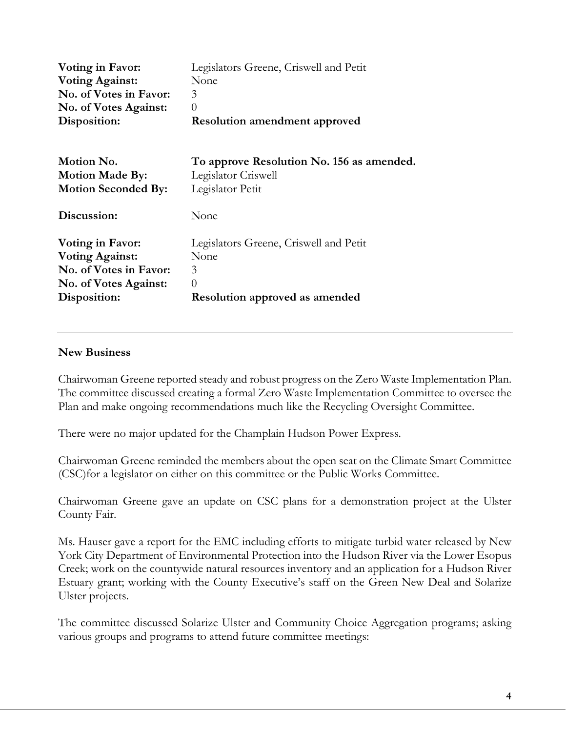| | |
|---|---|
| **Voting in Favor:** | Legislators Greene, Criswell and Petit |
| **Voting Against:** | None |
| **No. of Votes in Favor:** | 3 |
| **No. of Votes Against:** | 0 |
| **Disposition:** | **Resolution amendment approved** |

| | |
|---|---|
| **Motion No.** | **To approve Resolution No. 156 as amended.** |
| **Motion Made By:** | Legislator Criswell |
| **Motion Seconded By:** | Legislator Petit |
| **Discussion:** | None |
| **Voting in Favor:** | Legislators Greene, Criswell and Petit |
| **Voting Against:** | None |
| **No. of Votes in Favor:** | 3 |
| **No. of Votes Against:** | 0 |
| **Disposition:** | **Resolution approved as amended** |

---

**New Business**

Chairwoman Greene reported steady and robust progress on the Zero Waste Implementation Plan. The committee discussed creating a formal Zero Waste Implementation Committee to oversee the Plan and make ongoing recommendations much like the Recycling Oversight Committee.

There were no major updated for the Champlain Hudson Power Express.

Chairwoman Greene reminded the members about the open seat on the Climate Smart Committee (CSC)for a legislator on either on this committee or the Public Works Committee.

Chairwoman Greene gave an update on CSC plans for a demonstration project at the Ulster County Fair.

Ms. Hauser gave a report for the EMC including efforts to mitigate turbid water released by New York City Department of Environmental Protection into the Hudson River via the Lower Esopus Creek; work on the countywide natural resources inventory and an application for a Hudson River Estuary grant; working with the County Executive's staff on the Green New Deal and Solarize Ulster projects.

The committee discussed Solarize Ulster and Community Choice Aggregation programs; asking various groups and programs to attend future committee meetings: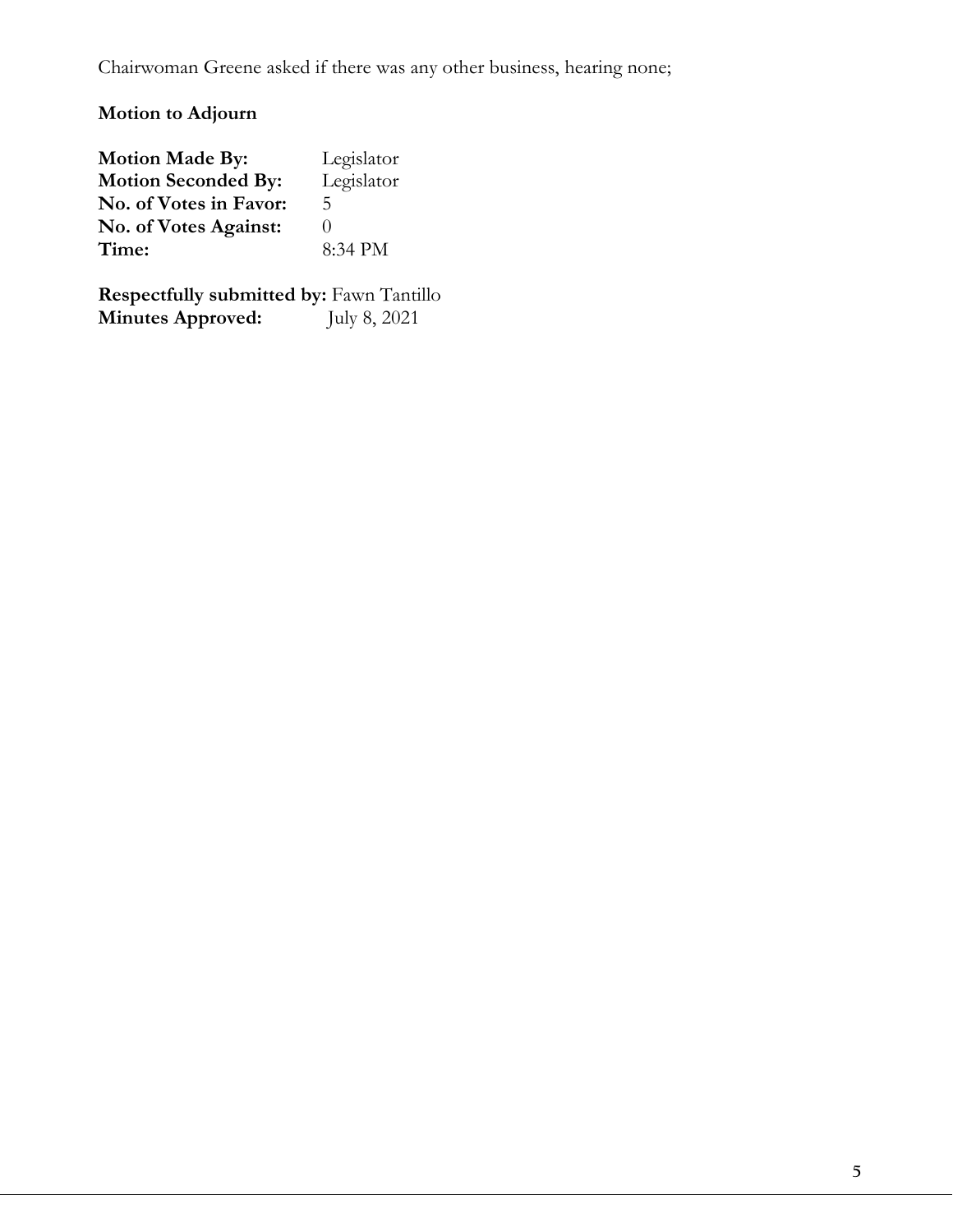Chairwoman Greene asked if there was any other business, hearing none;

**Motion to Adjourn**

**Motion Made By:** Legislator
**Motion Seconded By:** Legislator
**No. of Votes in Favor:** 5
**No. of Votes Against:** 0
**Time:** 8:34 PM

**Respectfully submitted by:** Fawn Tantillo
**Minutes Approved:** July 8, 2021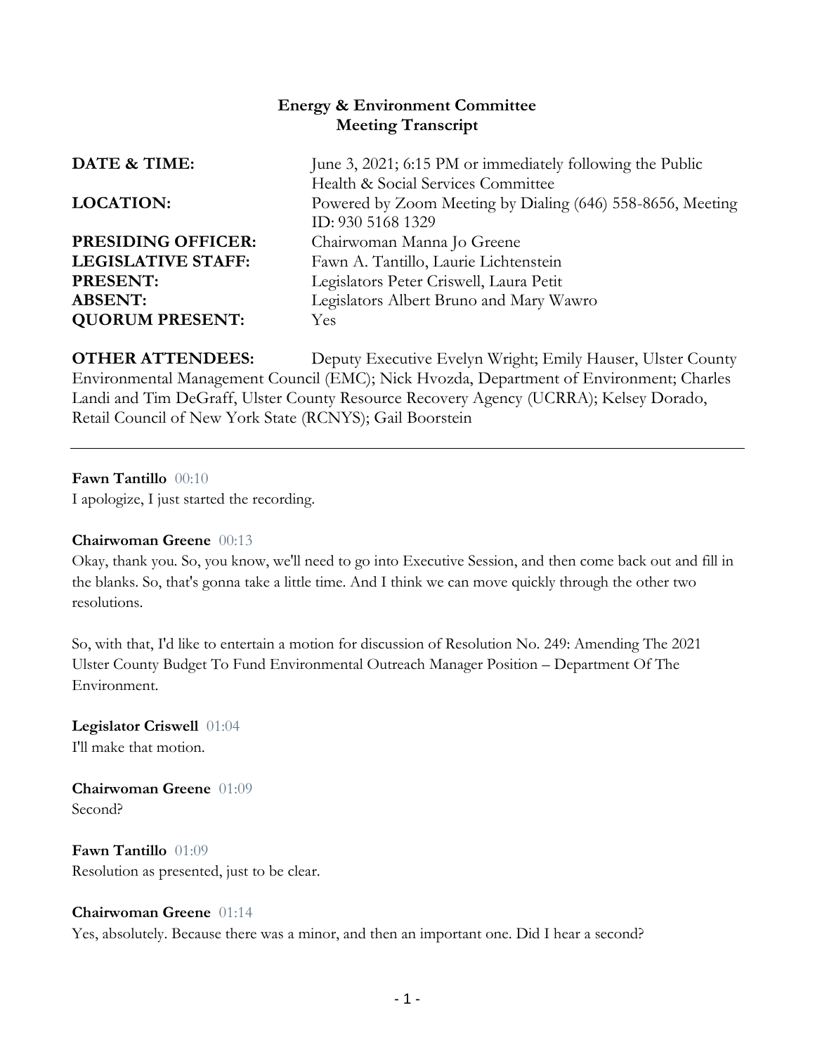**Energy & Environment Committee**
**Meeting Transcript**

| | |
|---|---|
| **DATE & TIME:** | June 3, 2021; 6:15 PM or immediately following the Public Health & Social Services Committee |
| **LOCATION:** | Powered by Zoom Meeting by Dialing (646) 558-8656, Meeting ID: 930 5168 1329 |
| **PRESIDING OFFICER:** | Chairwoman Manna Jo Greene |
| **LEGISLATIVE STAFF:** | Fawn A. Tantillo, Laurie Lichtenstein |
| **PRESENT:** | Legislators Peter Criswell, Laura Petit |
| **ABSENT:** | Legislators Albert Bruno and Mary Wawro |
| **QUORUM PRESENT:** | Yes |

**OTHER ATTENDEES:** Deputy Executive Evelyn Wright; Emily Hauser, Ulster County Environmental Management Council (EMC); Nick Hvozda, Department of Environment; Charles Landi and Tim DeGraff, Ulster County Resource Recovery Agency (UCRRA); Kelsey Dorado, Retail Council of New York State (RCNYS); Gail Boorstein

---

**Fawn Tantillo** 00:10
I apologize, I just started the recording.

**Chairwoman Greene** 00:13
Okay, thank you. So, you know, we'll need to go into Executive Session, and then come back out and fill in the blanks. So, that's gonna take a little time. And I think we can move quickly through the other two resolutions.

So, with that, I'd like to entertain a motion for discussion of Resolution No. 249: Amending The 2021 Ulster County Budget To Fund Environmental Outreach Manager Position – Department Of The Environment.

**Legislator Criswell** 01:04
I'll make that motion.

**Chairwoman Greene** 01:09
Second?

**Fawn Tantillo** 01:09
Resolution as presented, just to be clear.

**Chairwoman Greene** 01:14
Yes, absolutely. Because there was a minor, and then an important one. Did I hear a second?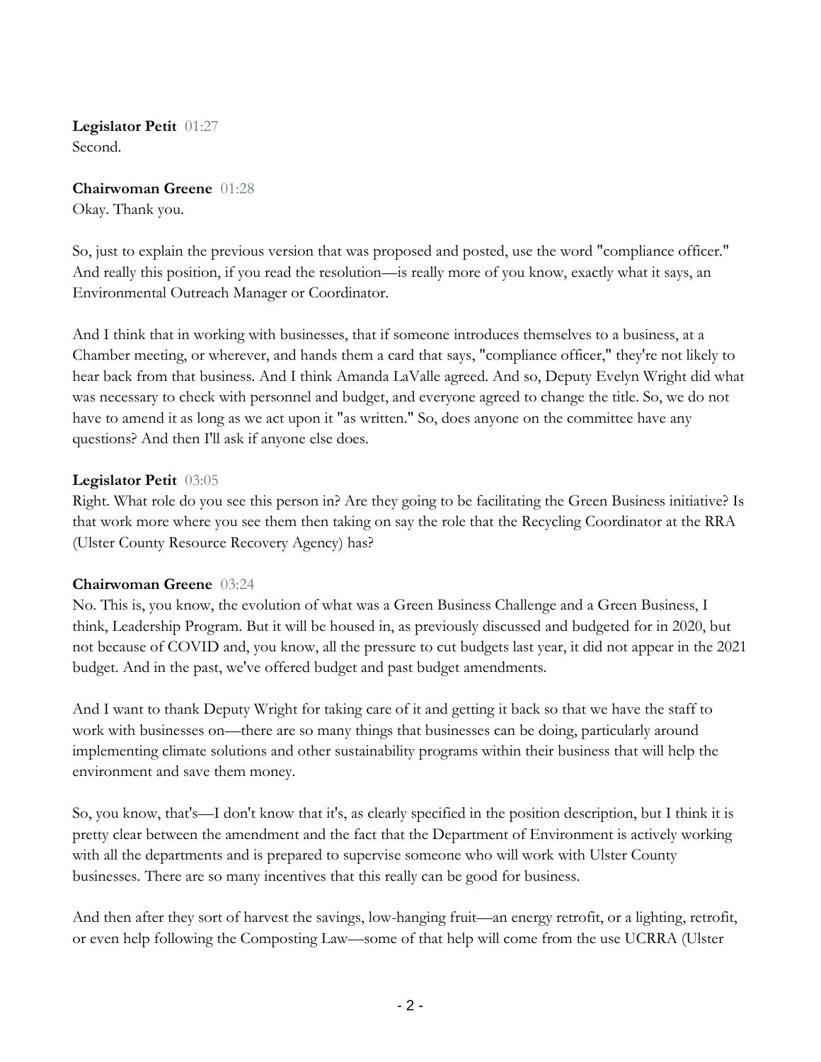**Legislator Petit** 01:27
Second.

**Chairwoman Greene** 01:28
Okay. Thank you.

So, just to explain the previous version that was proposed and posted, use the word "compliance officer." And really this position, if you read the resolution—is really more of you know, exactly what it says, an Environmental Outreach Manager or Coordinator.

And I think that in working with businesses, that if someone introduces themselves to a business, at a Chamber meeting, or wherever, and hands them a card that says, "compliance officer," they're not likely to hear back from that business. And I think Amanda LaValle agreed. And so, Deputy Evelyn Wright did what was necessary to check with personnel and budget, and everyone agreed to change the title. So, we do not have to amend it as long as we act upon it "as written." So, does anyone on the committee have any questions? And then I'll ask if anyone else does.

**Legislator Petit** 03:05
Right. What role do you see this person in? Are they going to be facilitating the Green Business initiative? Is that work more where you see them then taking on say the role that the Recycling Coordinator at the RRA (Ulster County Resource Recovery Agency) has?

**Chairwoman Greene** 03:24
No. This is, you know, the evolution of what was a Green Business Challenge and a Green Business, I think, Leadership Program. But it will be housed in, as previously discussed and budgeted for in 2020, but not because of COVID and, you know, all the pressure to cut budgets last year, it did not appear in the 2021 budget. And in the past, we've offered budget and past budget amendments.

And I want to thank Deputy Wright for taking care of it and getting it back so that we have the staff to work with businesses on—there are so many things that businesses can be doing, particularly around implementing climate solutions and other sustainability programs within their business that will help the environment and save them money.

So, you know, that's—I don't know that it's, as clearly specified in the position description, but I think it is pretty clear between the amendment and the fact that the Department of Environment is actively working with all the departments and is prepared to supervise someone who will work with Ulster County businesses. There are so many incentives that this really can be good for business.

And then after they sort of harvest the savings, low-hanging fruit—an energy retrofit, or a lighting, retrofit, or even help following the Composting Law—some of that help will come from the use UCRRA (Ulster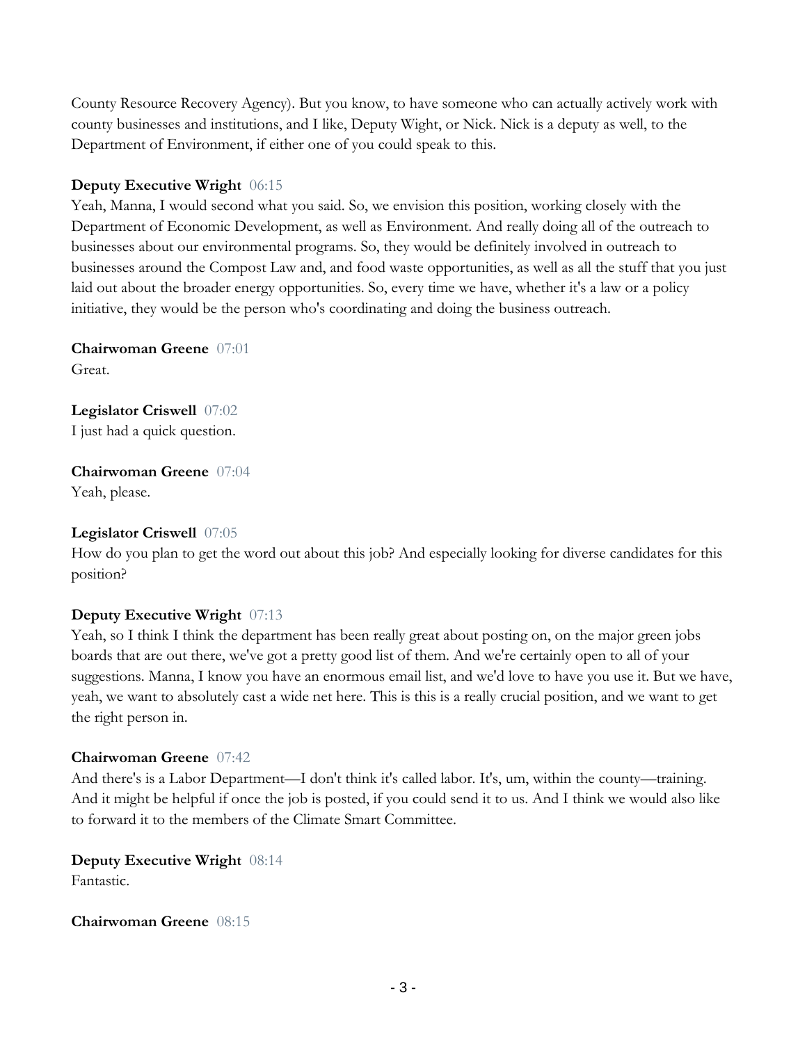County Resource Recovery Agency). But you know, to have someone who can actually actively work with county businesses and institutions, and I like, Deputy Wight, or Nick. Nick is a deputy as well, to the Department of Environment, if either one of you could speak to this.

**Deputy Executive Wright** 06:15

Yeah, Manna, I would second what you said. So, we envision this position, working closely with the Department of Economic Development, as well as Environment. And really doing all of the outreach to businesses about our environmental programs. So, they would be definitely involved in outreach to businesses around the Compost Law and, and food waste opportunities, as well as all the stuff that you just laid out about the broader energy opportunities. So, every time we have, whether it's a law or a policy initiative, they would be the person who's coordinating and doing the business outreach.

**Chairwoman Greene** 07:01

Great.

**Legislator Criswell** 07:02

I just had a quick question.

**Chairwoman Greene** 07:04

Yeah, please.

**Legislator Criswell** 07:05

How do you plan to get the word out about this job? And especially looking for diverse candidates for this position?

**Deputy Executive Wright** 07:13

Yeah, so I think I think the department has been really great about posting on, on the major green jobs boards that are out there, we've got a pretty good list of them. And we're certainly open to all of your suggestions. Manna, I know you have an enormous email list, and we'd love to have you use it. But we have, yeah, we want to absolutely cast a wide net here. This is this is a really crucial position, and we want to get the right person in.

**Chairwoman Greene** 07:42

And there's is a Labor Department—I don't think it's called labor. It's, um, within the county—training. And it might be helpful if once the job is posted, if you could send it to us. And I think we would also like to forward it to the members of the Climate Smart Committee.

**Deputy Executive Wright** 08:14

Fantastic.

**Chairwoman Greene** 08:15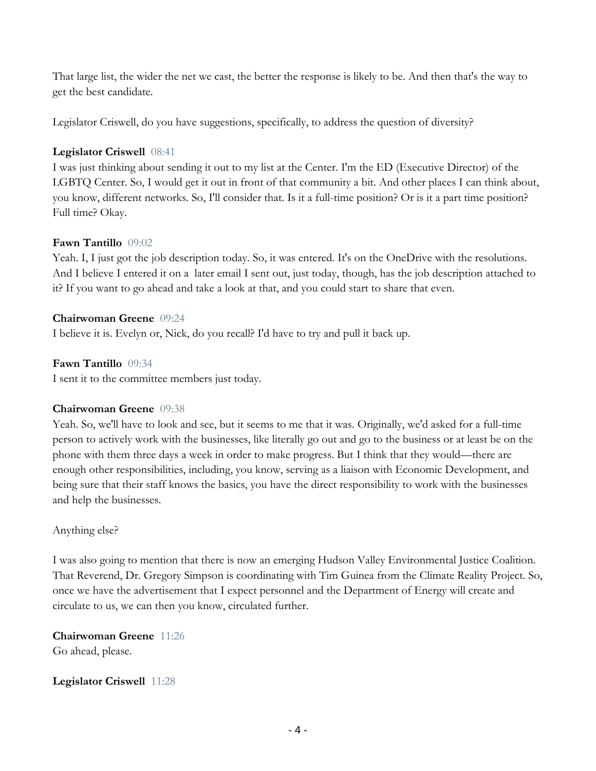That large list, the wider the net we cast, the better the response is likely to be. And then that's the way to get the best candidate.

Legislator Criswell, do you have suggestions, specifically, to address the question of diversity?

**Legislator Criswell** 08:41
I was just thinking about sending it out to my list at the Center. I'm the ED (Executive Director) of the LGBTQ Center. So, I would get it out in front of that community a bit. And other places I can think about, you know, different networks. So, I'll consider that. Is it a full-time position? Or is it a part time position? Full time? Okay.

**Fawn Tantillo** 09:02
Yeah. I, I just got the job description today. So, it was entered. It's on the OneDrive with the resolutions. And I believe I entered it on a later email I sent out, just today, though, has the job description attached to it? If you want to go ahead and take a look at that, and you could start to share that even.

**Chairwoman Greene** 09:24
I believe it is. Evelyn or, Nick, do you recall? I'd have to try and pull it back up.

**Fawn Tantillo** 09:34
I sent it to the committee members just today.

**Chairwoman Greene** 09:38
Yeah. So, we'll have to look and see, but it seems to me that it was. Originally, we'd asked for a full-time person to actively work with the businesses, like literally go out and go to the business or at least be on the phone with them three days a week in order to make progress. But I think that they would—there are enough other responsibilities, including, you know, serving as a liaison with Economic Development, and being sure that their staff knows the basics, you have the direct responsibility to work with the businesses and help the businesses.

Anything else?

I was also going to mention that there is now an emerging Hudson Valley Environmental Justice Coalition. That Reverend, Dr. Gregory Simpson is coordinating with Tim Guinea from the Climate Reality Project. So, once we have the advertisement that I expect personnel and the Department of Energy will create and circulate to us, we can then you know, circulated further.

**Chairwoman Greene** 11:26
Go ahead, please.

**Legislator Criswell** 11:28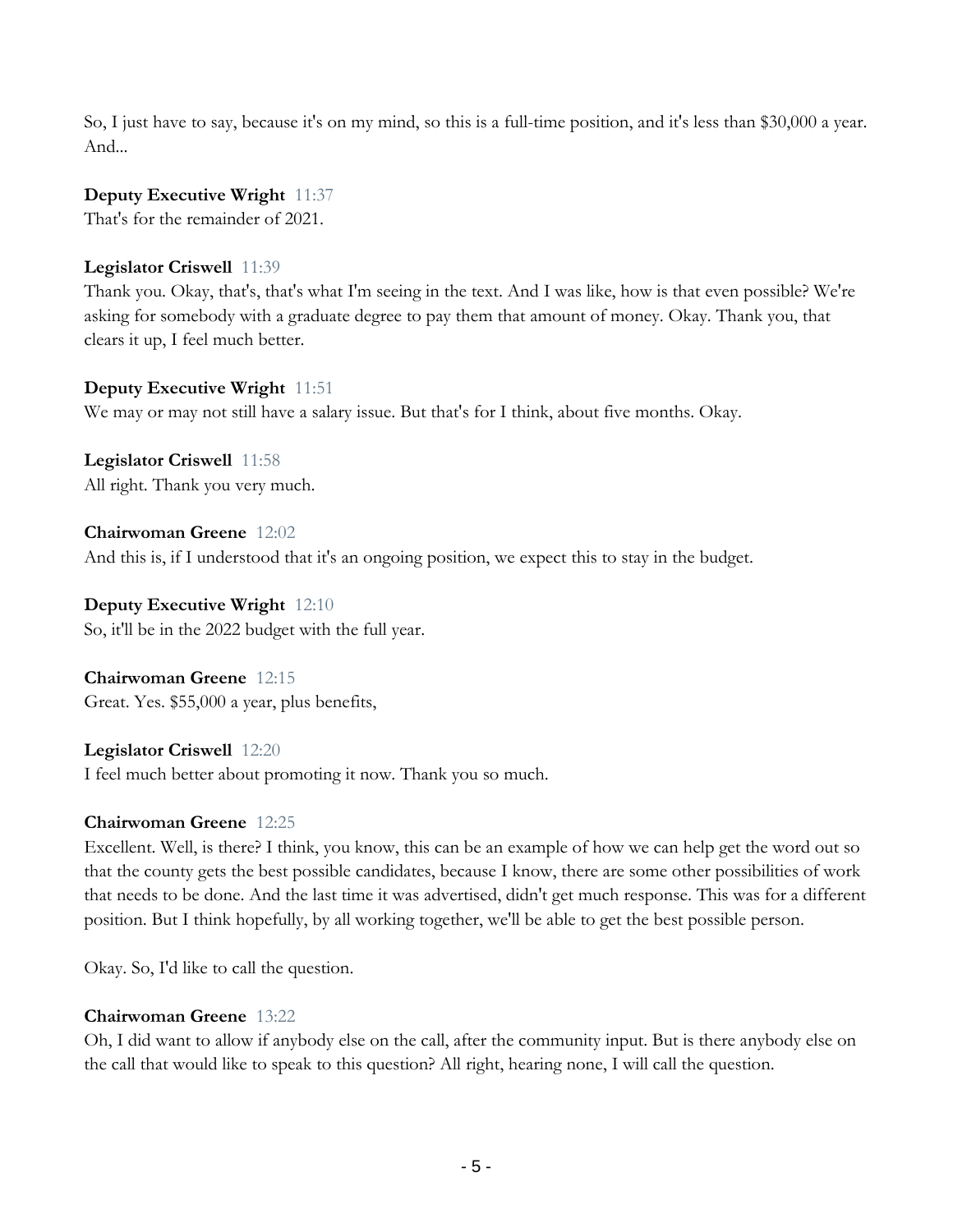So, I just have to say, because it's on my mind, so this is a full-time position, and it's less than $30,000 a year. And...

**Deputy Executive Wright** 11:37
That's for the remainder of 2021.

**Legislator Criswell** 11:39
Thank you. Okay, that's, that's what I'm seeing in the text. And I was like, how is that even possible? We're asking for somebody with a graduate degree to pay them that amount of money. Okay. Thank you, that clears it up, I feel much better.

**Deputy Executive Wright** 11:51
We may or may not still have a salary issue. But that's for I think, about five months. Okay.

**Legislator Criswell** 11:58
All right. Thank you very much.

**Chairwoman Greene** 12:02
And this is, if I understood that it's an ongoing position, we expect this to stay in the budget.

**Deputy Executive Wright** 12:10
So, it'll be in the 2022 budget with the full year.

**Chairwoman Greene** 12:15
Great. Yes. $55,000 a year, plus benefits,

**Legislator Criswell** 12:20
I feel much better about promoting it now. Thank you so much.

**Chairwoman Greene** 12:25
Excellent. Well, is there? I think, you know, this can be an example of how we can help get the word out so that the county gets the best possible candidates, because I know, there are some other possibilities of work that needs to be done. And the last time it was advertised, didn't get much response. This was for a different position. But I think hopefully, by all working together, we'll be able to get the best possible person.

Okay. So, I'd like to call the question.

**Chairwoman Greene** 13:22
Oh, I did want to allow if anybody else on the call, after the community input. But is there anybody else on the call that would like to speak to this question? All right, hearing none, I will call the question.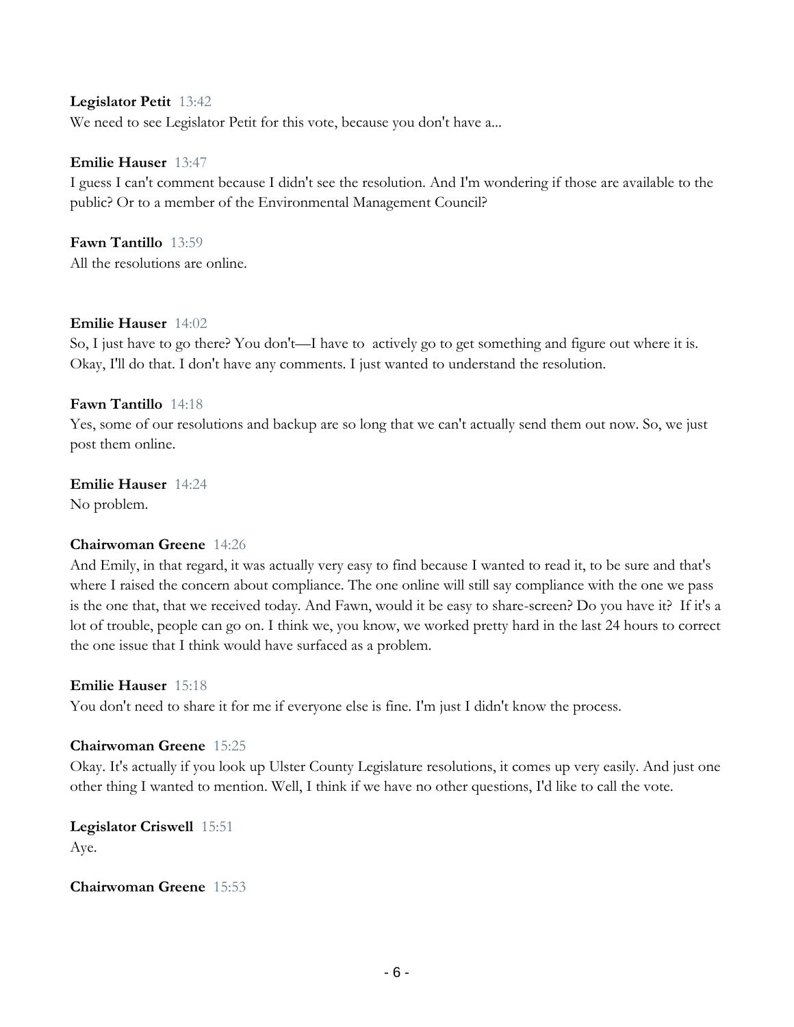**Legislator Petit** 13:42
We need to see Legislator Petit for this vote, because you don't have a...

**Emilie Hauser** 13:47
I guess I can't comment because I didn't see the resolution. And I'm wondering if those are available to the public? Or to a member of the Environmental Management Council?

**Fawn Tantillo** 13:59
All the resolutions are online.

**Emilie Hauser** 14:02
So, I just have to go there? You don't—I have to actively go to get something and figure out where it is. Okay, I'll do that. I don't have any comments. I just wanted to understand the resolution.

**Fawn Tantillo** 14:18
Yes, some of our resolutions and backup are so long that we can't actually send them out now. So, we just post them online.

**Emilie Hauser** 14:24
No problem.

**Chairwoman Greene** 14:26
And Emily, in that regard, it was actually very easy to find because I wanted to read it, to be sure and that's where I raised the concern about compliance. The one online will still say compliance with the one we pass is the one that, that we received today. And Fawn, would it be easy to share-screen? Do you have it? If it's a lot of trouble, people can go on. I think we, you know, we worked pretty hard in the last 24 hours to correct the one issue that I think would have surfaced as a problem.

**Emilie Hauser** 15:18
You don't need to share it for me if everyone else is fine. I'm just I didn't know the process.

**Chairwoman Greene** 15:25
Okay. It's actually if you look up Ulster County Legislature resolutions, it comes up very easily. And just one other thing I wanted to mention. Well, I think if we have no other questions, I'd like to call the vote.

**Legislator Criswell** 15:51
Aye.

**Chairwoman Greene** 15:53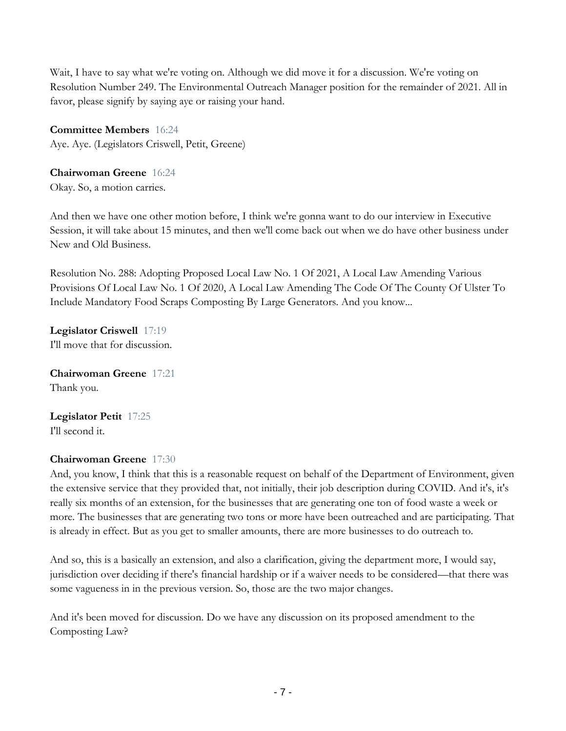Wait, I have to say what we're voting on. Although we did move it for a discussion. We're voting on Resolution Number 249. The Environmental Outreach Manager position for the remainder of 2021. All in favor, please signify by saying aye or raising your hand.

**Committee Members** 16:24
Aye. Aye. (Legislators Criswell, Petit, Greene)

**Chairwoman Greene** 16:24
Okay. So, a motion carries.

And then we have one other motion before, I think we're gonna want to do our interview in Executive Session, it will take about 15 minutes, and then we'll come back out when we do have other business under New and Old Business.

Resolution No. 288: Adopting Proposed Local Law No. 1 Of 2021, A Local Law Amending Various Provisions Of Local Law No. 1 Of 2020, A Local Law Amending The Code Of The County Of Ulster To Include Mandatory Food Scraps Composting By Large Generators. And you know...

**Legislator Criswell** 17:19
I'll move that for discussion.

**Chairwoman Greene** 17:21
Thank you.

**Legislator Petit** 17:25
I'll second it.

**Chairwoman Greene** 17:30
And, you know, I think that this is a reasonable request on behalf of the Department of Environment, given the extensive service that they provided that, not initially, their job description during COVID. And it's, it's really six months of an extension, for the businesses that are generating one ton of food waste a week or more. The businesses that are generating two tons or more have been outreached and are participating. That is already in effect. But as you get to smaller amounts, there are more businesses to do outreach to.

And so, this is a basically an extension, and also a clarification, giving the department more, I would say, jurisdiction over deciding if there's financial hardship or if a waiver needs to be considered—that there was some vagueness in in the previous version. So, those are the two major changes.

And it's been moved for discussion. Do we have any discussion on its proposed amendment to the Composting Law?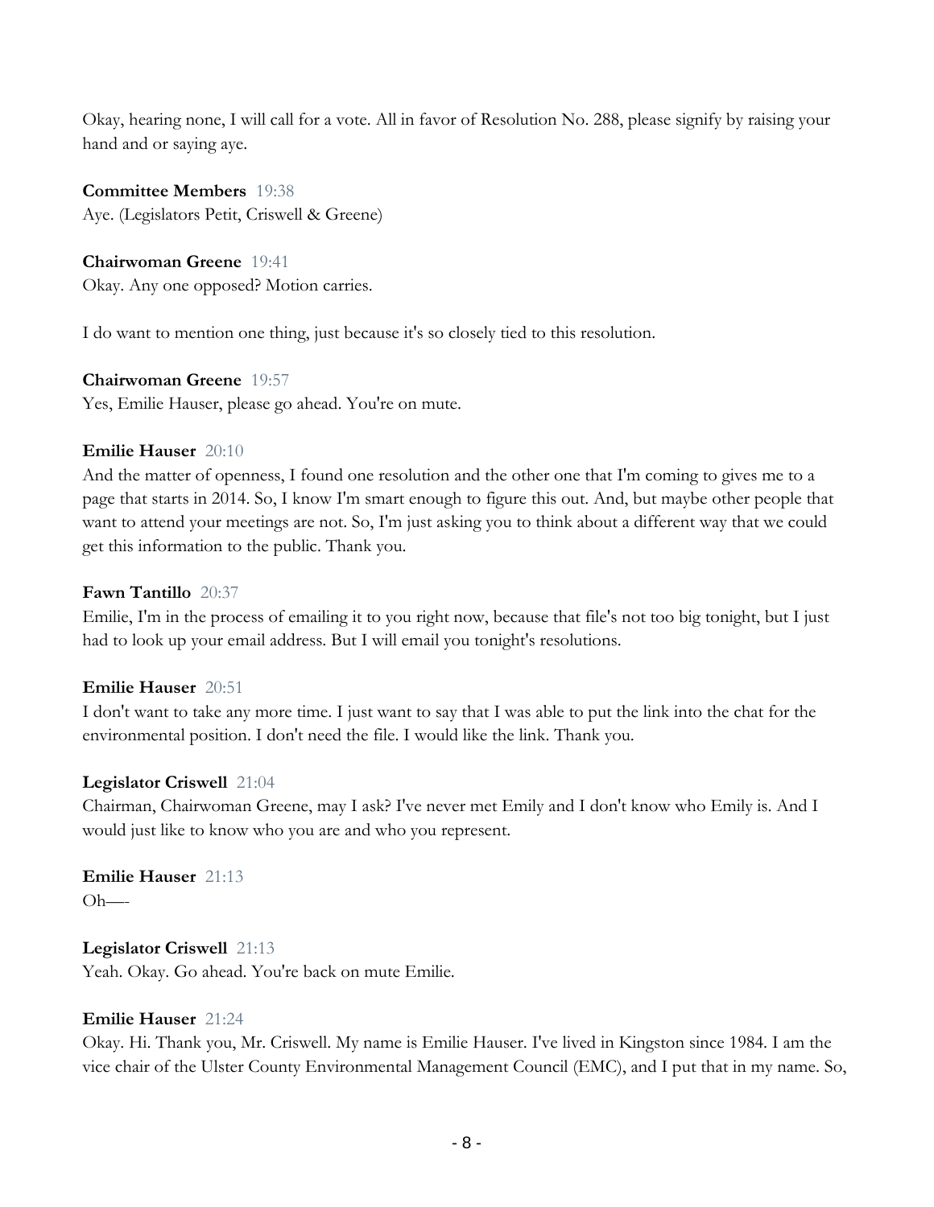Okay, hearing none, I will call for a vote. All in favor of Resolution No. 288, please signify by raising your hand and or saying aye.

**Committee Members** 19:38
Aye. (Legislators Petit, Criswell & Greene)

**Chairwoman Greene** 19:41
Okay. Any one opposed? Motion carries.

I do want to mention one thing, just because it's so closely tied to this resolution.

**Chairwoman Greene** 19:57
Yes, Emilie Hauser, please go ahead. You're on mute.

**Emilie Hauser** 20:10
And the matter of openness, I found one resolution and the other one that I'm coming to gives me to a page that starts in 2014. So, I know I'm smart enough to figure this out. And, but maybe other people that want to attend your meetings are not. So, I'm just asking you to think about a different way that we could get this information to the public. Thank you.

**Fawn Tantillo** 20:37
Emilie, I'm in the process of emailing it to you right now, because that file's not too big tonight, but I just had to look up your email address. But I will email you tonight's resolutions.

**Emilie Hauser** 20:51
I don't want to take any more time. I just want to say that I was able to put the link into the chat for the environmental position. I don't need the file. I would like the link. Thank you.

**Legislator Criswell** 21:04
Chairman, Chairwoman Greene, may I ask? I've never met Emily and I don't know who Emily is. And I would just like to know who you are and who you represent.

**Emilie Hauser** 21:13
Oh—-

**Legislator Criswell** 21:13
Yeah. Okay. Go ahead. You're back on mute Emilie.

**Emilie Hauser** 21:24
Okay. Hi. Thank you, Mr. Criswell. My name is Emilie Hauser. I've lived in Kingston since 1984. I am the vice chair of the Ulster County Environmental Management Council (EMC), and I put that in my name. So,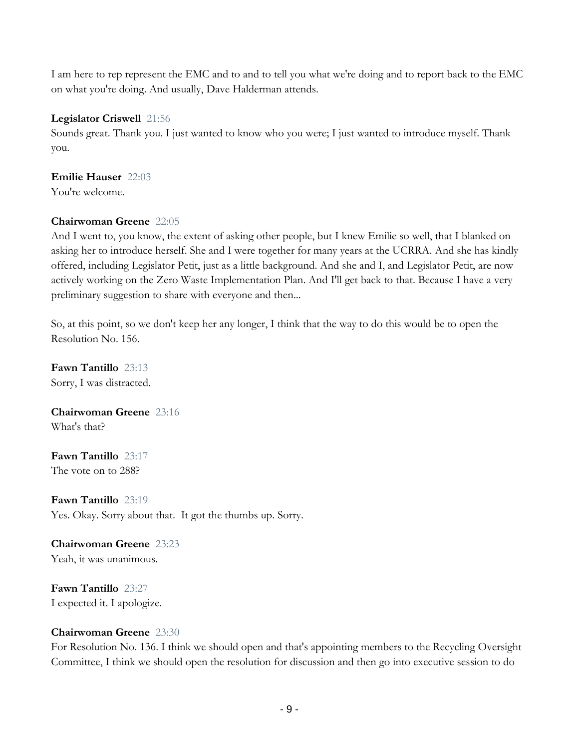I am here to rep represent the EMC and to and to tell you what we're doing and to report back to the EMC on what you're doing. And usually, Dave Halderman attends.

**Legislator Criswell** 21:56
Sounds great. Thank you. I just wanted to know who you were; I just wanted to introduce myself. Thank you.

**Emilie Hauser** 22:03
You're welcome.

**Chairwoman Greene** 22:05
And I went to, you know, the extent of asking other people, but I knew Emilie so well, that I blanked on asking her to introduce herself. She and I were together for many years at the UCRRA. And she has kindly offered, including Legislator Petit, just as a little background. And she and I, and Legislator Petit, are now actively working on the Zero Waste Implementation Plan. And I'll get back to that. Because I have a very preliminary suggestion to share with everyone and then...

So, at this point, so we don't keep her any longer, I think that the way to do this would be to open the Resolution No. 156.

**Fawn Tantillo** 23:13
Sorry, I was distracted.

**Chairwoman Greene** 23:16
What's that?

**Fawn Tantillo** 23:17
The vote on to 288?

**Fawn Tantillo** 23:19
Yes. Okay. Sorry about that. It got the thumbs up. Sorry.

**Chairwoman Greene** 23:23
Yeah, it was unanimous.

**Fawn Tantillo** 23:27
I expected it. I apologize.

**Chairwoman Greene** 23:30
For Resolution No. 136. I think we should open and that's appointing members to the Recycling Oversight Committee, I think we should open the resolution for discussion and then go into executive session to do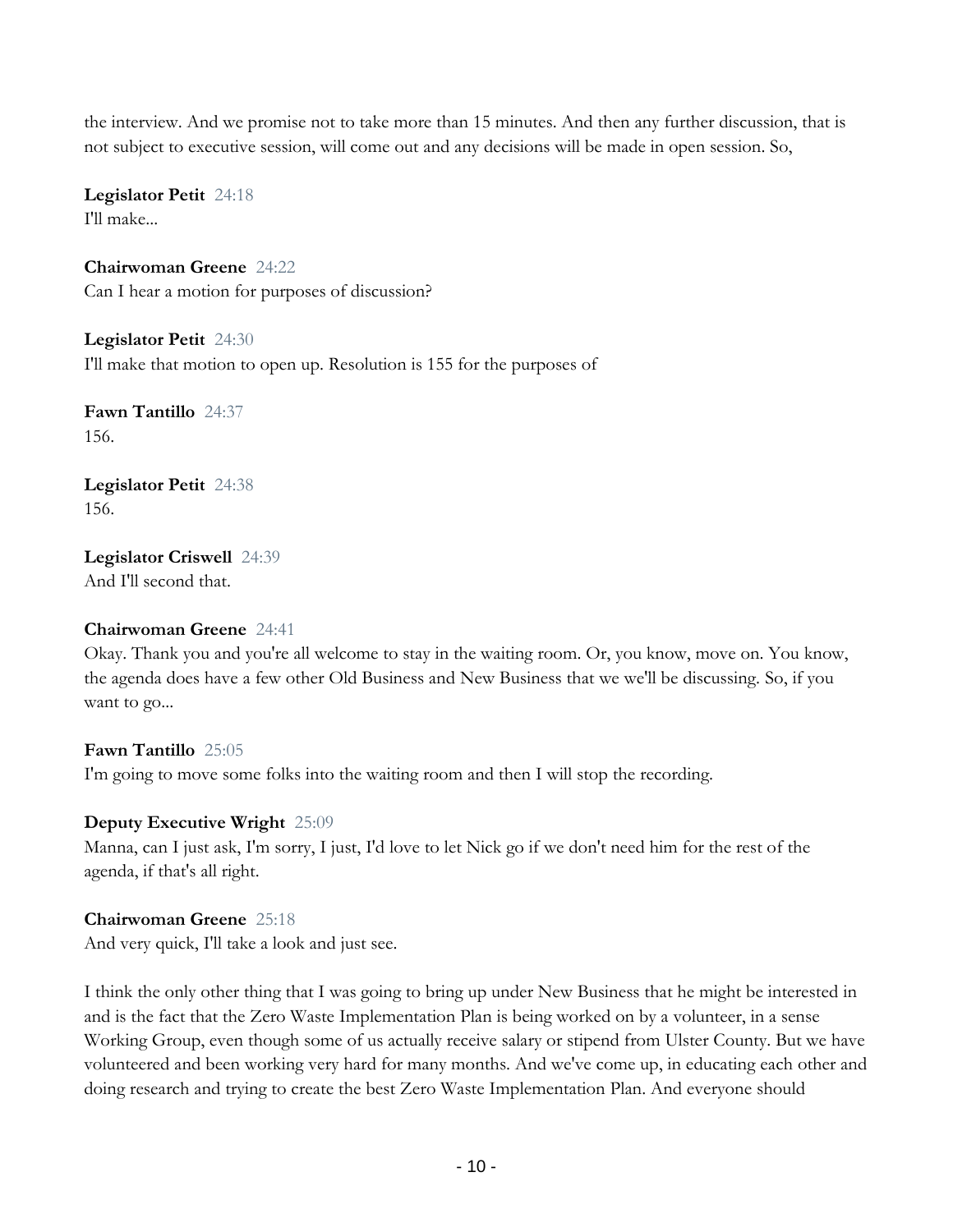the interview. And we promise not to take more than 15 minutes. And then any further discussion, that is not subject to executive session, will come out and any decisions will be made in open session. So,

**Legislator Petit** 24:18
I'll make...

**Chairwoman Greene** 24:22
Can I hear a motion for purposes of discussion?

**Legislator Petit** 24:30
I'll make that motion to open up. Resolution is 155 for the purposes of

**Fawn Tantillo** 24:37
156.

**Legislator Petit** 24:38
156.

**Legislator Criswell** 24:39
And I'll second that.

**Chairwoman Greene** 24:41
Okay. Thank you and you're all welcome to stay in the waiting room. Or, you know, move on. You know, the agenda does have a few other Old Business and New Business that we we'll be discussing. So, if you want to go...

**Fawn Tantillo** 25:05
I'm going to move some folks into the waiting room and then I will stop the recording.

**Deputy Executive Wright** 25:09
Manna, can I just ask, I'm sorry, I just, I'd love to let Nick go if we don't need him for the rest of the agenda, if that's all right.

**Chairwoman Greene** 25:18
And very quick, I'll take a look and just see.

I think the only other thing that I was going to bring up under New Business that he might be interested in and is the fact that the Zero Waste Implementation Plan is being worked on by a volunteer, in a sense Working Group, even though some of us actually receive salary or stipend from Ulster County. But we have volunteered and been working very hard for many months. And we've come up, in educating each other and doing research and trying to create the best Zero Waste Implementation Plan. And everyone should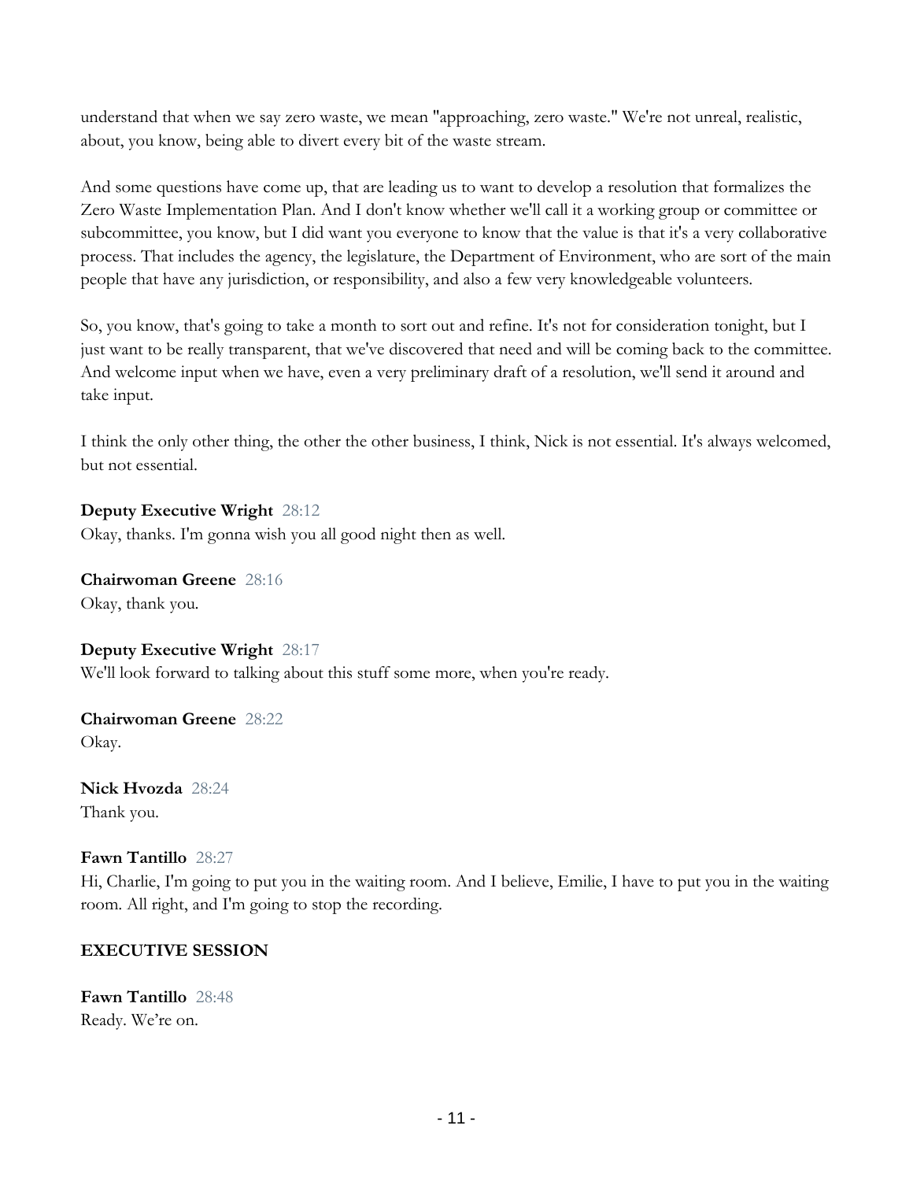understand that when we say zero waste, we mean "approaching, zero waste." We're not unreal, realistic, about, you know, being able to divert every bit of the waste stream.

And some questions have come up, that are leading us to want to develop a resolution that formalizes the Zero Waste Implementation Plan. And I don't know whether we'll call it a working group or committee or subcommittee, you know, but I did want you everyone to know that the value is that it's a very collaborative process. That includes the agency, the legislature, the Department of Environment, who are sort of the main people that have any jurisdiction, or responsibility, and also a few very knowledgeable volunteers.

So, you know, that's going to take a month to sort out and refine. It's not for consideration tonight, but I just want to be really transparent, that we've discovered that need and will be coming back to the committee. And welcome input when we have, even a very preliminary draft of a resolution, we'll send it around and take input.

I think the only other thing, the other the other business, I think, Nick is not essential. It's always welcomed, but not essential.

**Deputy Executive Wright** 28:12
Okay, thanks. I'm gonna wish you all good night then as well.

**Chairwoman Greene** 28:16
Okay, thank you.

**Deputy Executive Wright** 28:17
We'll look forward to talking about this stuff some more, when you're ready.

**Chairwoman Greene** 28:22
Okay.

**Nick Hvozda** 28:24
Thank you.

**Fawn Tantillo** 28:27
Hi, Charlie, I'm going to put you in the waiting room. And I believe, Emilie, I have to put you in the waiting room. All right, and I'm going to stop the recording.

**EXECUTIVE SESSION**

**Fawn Tantillo** 28:48
Ready. We're on.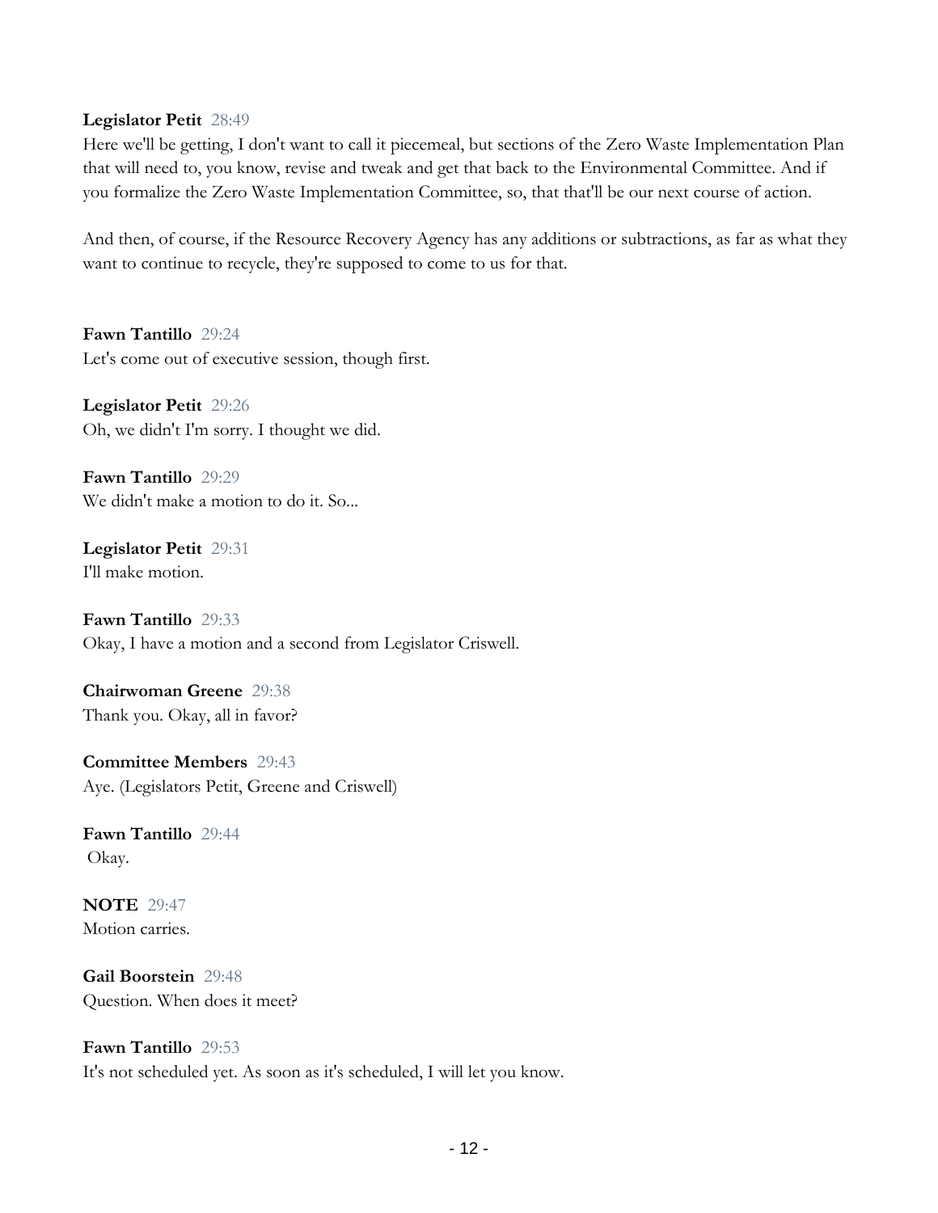**Legislator Petit** 28:49
Here we'll be getting, I don't want to call it piecemeal, but sections of the Zero Waste Implementation Plan that will need to, you know, revise and tweak and get that back to the Environmental Committee. And if you formalize the Zero Waste Implementation Committee, so, that that'll be our next course of action.

And then, of course, if the Resource Recovery Agency has any additions or subtractions, as far as what they want to continue to recycle, they're supposed to come to us for that.

**Fawn Tantillo** 29:24
Let's come out of executive session, though first.

**Legislator Petit** 29:26
Oh, we didn't I'm sorry. I thought we did.

**Fawn Tantillo** 29:29
We didn't make a motion to do it. So...

**Legislator Petit** 29:31
I'll make motion.

**Fawn Tantillo** 29:33
Okay, I have a motion and a second from Legislator Criswell.

**Chairwoman Greene** 29:38
Thank you. Okay, all in favor?

**Committee Members** 29:43
Aye. (Legislators Petit, Greene and Criswell)

**Fawn Tantillo** 29:44
Okay.

**NOTE** 29:47
Motion carries.

**Gail Boorstein** 29:48
Question. When does it meet?

**Fawn Tantillo** 29:53
It's not scheduled yet. As soon as it's scheduled, I will let you know.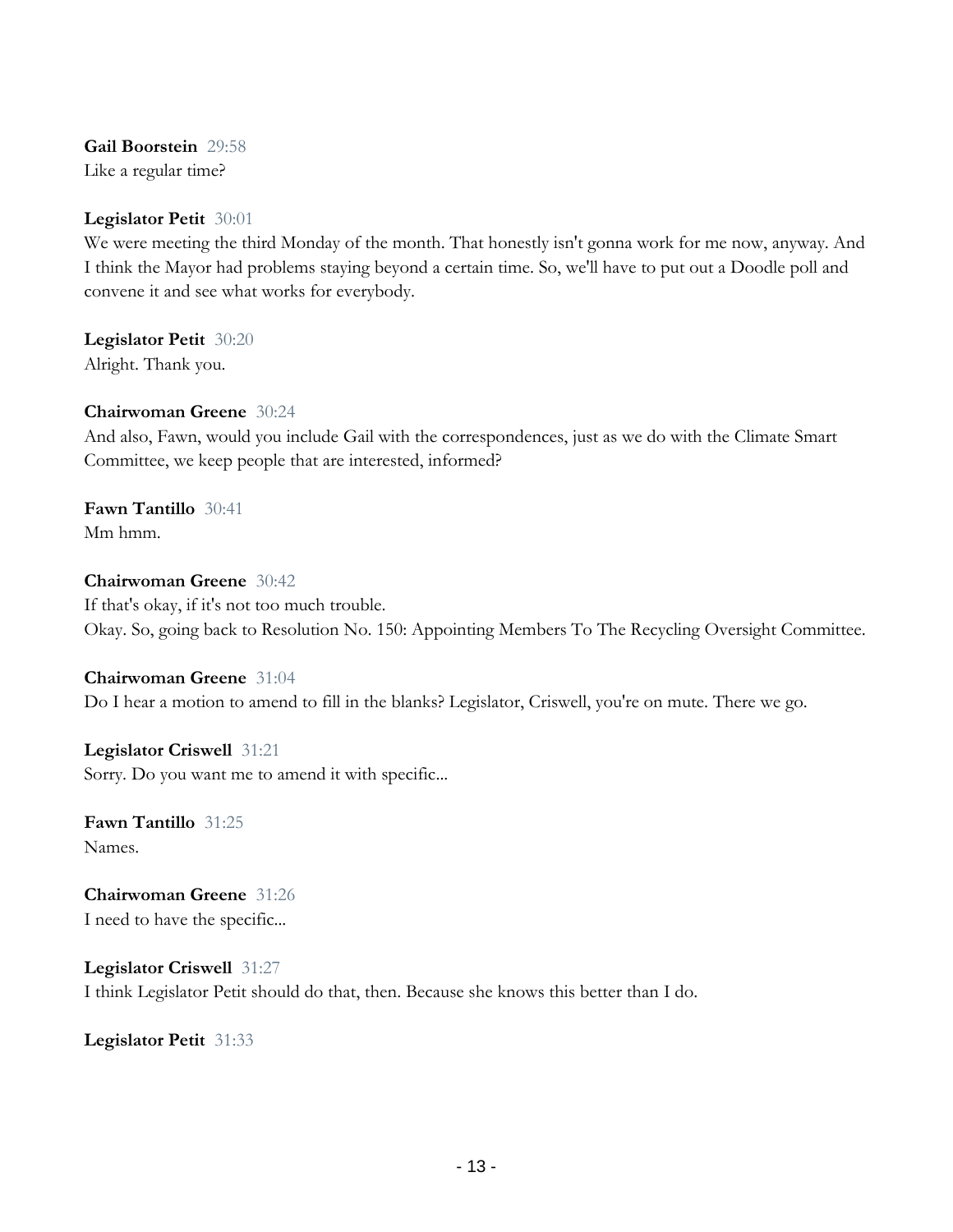**Gail Boorstein** 29:58
Like a regular time?

**Legislator Petit** 30:01
We were meeting the third Monday of the month. That honestly isn't gonna work for me now, anyway. And I think the Mayor had problems staying beyond a certain time. So, we'll have to put out a Doodle poll and convene it and see what works for everybody.

**Legislator Petit** 30:20
Alright. Thank you.

**Chairwoman Greene** 30:24
And also, Fawn, would you include Gail with the correspondences, just as we do with the Climate Smart Committee, we keep people that are interested, informed?

**Fawn Tantillo** 30:41
Mm hmm.

**Chairwoman Greene** 30:42
If that's okay, if it's not too much trouble.
Okay. So, going back to Resolution No. 150: Appointing Members To The Recycling Oversight Committee.

**Chairwoman Greene** 31:04
Do I hear a motion to amend to fill in the blanks? Legislator, Criswell, you're on mute. There we go.

**Legislator Criswell** 31:21
Sorry. Do you want me to amend it with specific...

**Fawn Tantillo** 31:25
Names.

**Chairwoman Greene** 31:26
I need to have the specific...

**Legislator Criswell** 31:27
I think Legislator Petit should do that, then. Because she knows this better than I do.

**Legislator Petit** 31:33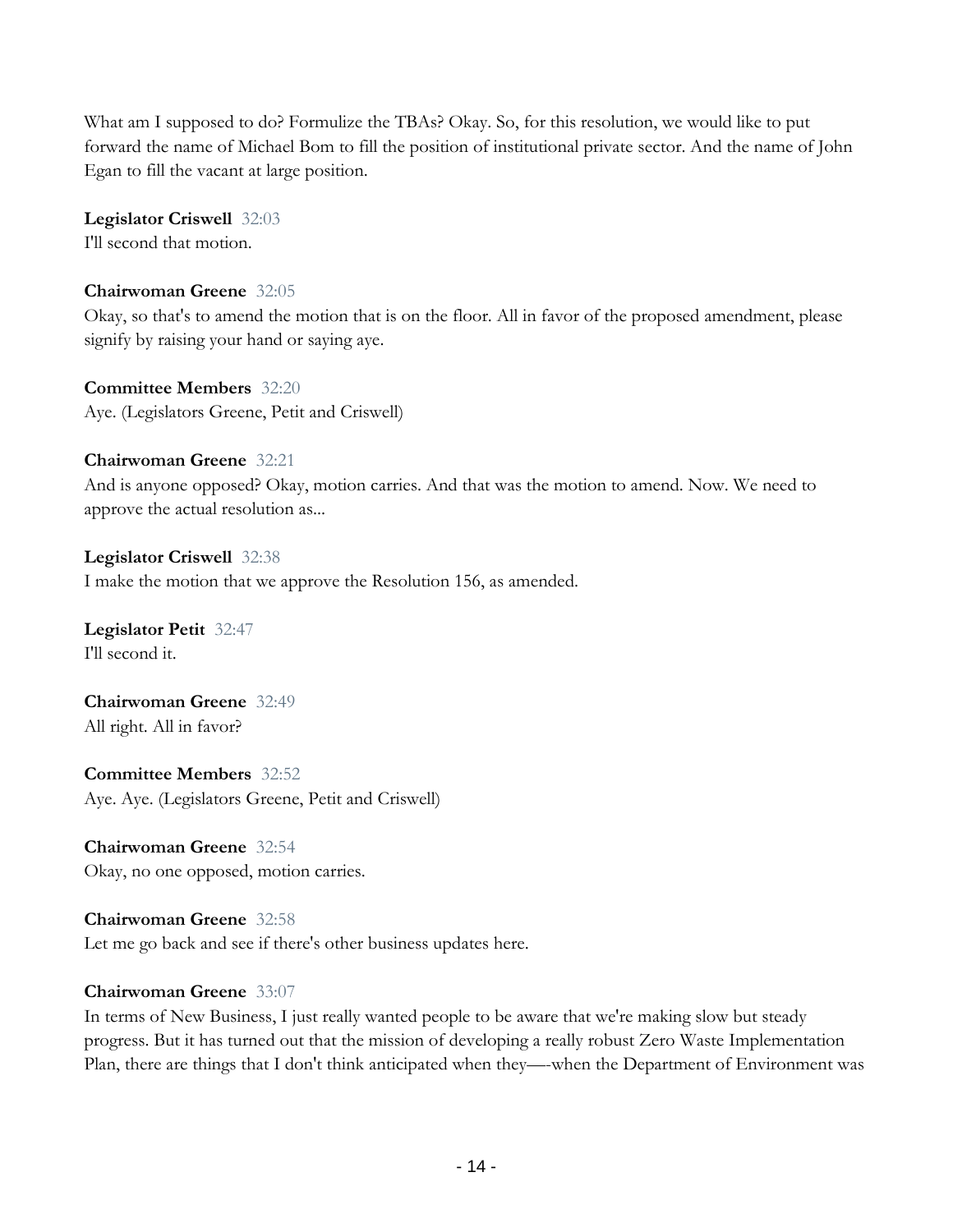What am I supposed to do? Formulize the TBAs? Okay. So, for this resolution, we would like to put forward the name of Michael Bom to fill the position of institutional private sector. And the name of John Egan to fill the vacant at large position.

**Legislator Criswell** 32:03
I'll second that motion.

**Chairwoman Greene** 32:05
Okay, so that's to amend the motion that is on the floor. All in favor of the proposed amendment, please signify by raising your hand or saying aye.

**Committee Members** 32:20
Aye. (Legislators Greene, Petit and Criswell)

**Chairwoman Greene** 32:21
And is anyone opposed? Okay, motion carries. And that was the motion to amend. Now. We need to approve the actual resolution as...

**Legislator Criswell** 32:38
I make the motion that we approve the Resolution 156, as amended.

**Legislator Petit** 32:47
I'll second it.

**Chairwoman Greene** 32:49
All right. All in favor?

**Committee Members** 32:52
Aye. Aye. (Legislators Greene, Petit and Criswell)

**Chairwoman Greene** 32:54
Okay, no one opposed, motion carries.

**Chairwoman Greene** 32:58
Let me go back and see if there's other business updates here.

**Chairwoman Greene** 33:07
In terms of New Business, I just really wanted people to be aware that we're making slow but steady progress. But it has turned out that the mission of developing a really robust Zero Waste Implementation Plan, there are things that I don't think anticipated when they—-when the Department of Environment was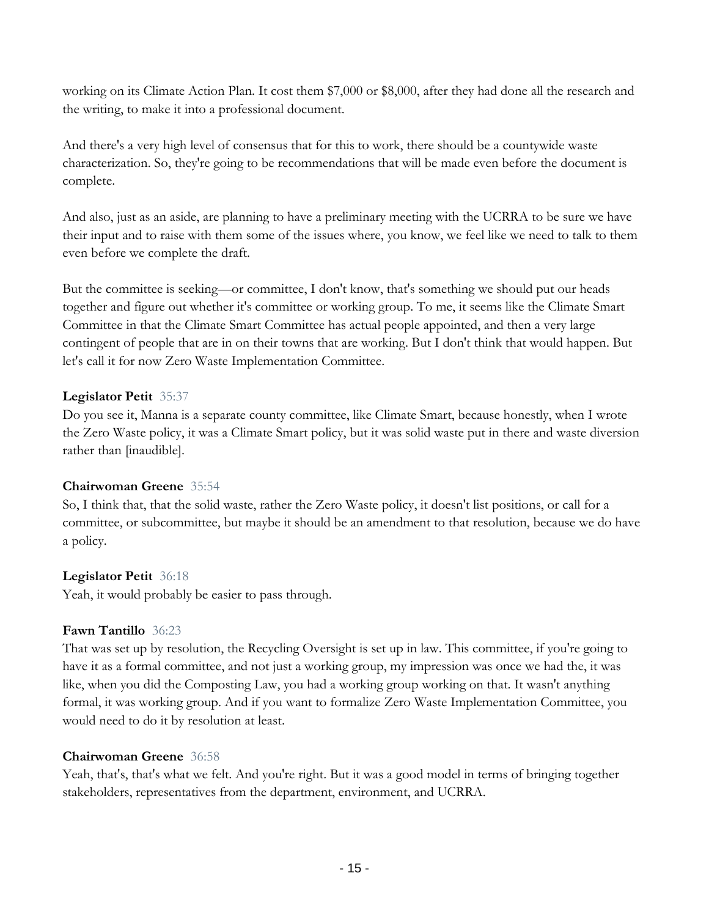working on its Climate Action Plan. It cost them $7,000 or $8,000, after they had done all the research and the writing, to make it into a professional document.

And there's a very high level of consensus that for this to work, there should be a countywide waste characterization. So, they're going to be recommendations that will be made even before the document is complete.

And also, just as an aside, are planning to have a preliminary meeting with the UCRRA to be sure we have their input and to raise with them some of the issues where, you know, we feel like we need to talk to them even before we complete the draft.

But the committee is seeking—or committee, I don't know, that's something we should put our heads together and figure out whether it's committee or working group. To me, it seems like the Climate Smart Committee in that the Climate Smart Committee has actual people appointed, and then a very large contingent of people that are in on their towns that are working. But I don't think that would happen. But let's call it for now Zero Waste Implementation Committee.

**Legislator Petit** 35:37
Do you see it, Manna is a separate county committee, like Climate Smart, because honestly, when I wrote the Zero Waste policy, it was a Climate Smart policy, but it was solid waste put in there and waste diversion rather than [inaudible].

**Chairwoman Greene** 35:54
So, I think that, that the solid waste, rather the Zero Waste policy, it doesn't list positions, or call for a committee, or subcommittee, but maybe it should be an amendment to that resolution, because we do have a policy.

**Legislator Petit** 36:18
Yeah, it would probably be easier to pass through.

**Fawn Tantillo** 36:23
That was set up by resolution, the Recycling Oversight is set up in law. This committee, if you're going to have it as a formal committee, and not just a working group, my impression was once we had the, it was like, when you did the Composting Law, you had a working group working on that. It wasn't anything formal, it was working group. And if you want to formalize Zero Waste Implementation Committee, you would need to do it by resolution at least.

**Chairwoman Greene** 36:58
Yeah, that's, that's what we felt. And you're right. But it was a good model in terms of bringing together stakeholders, representatives from the department, environment, and UCRRA.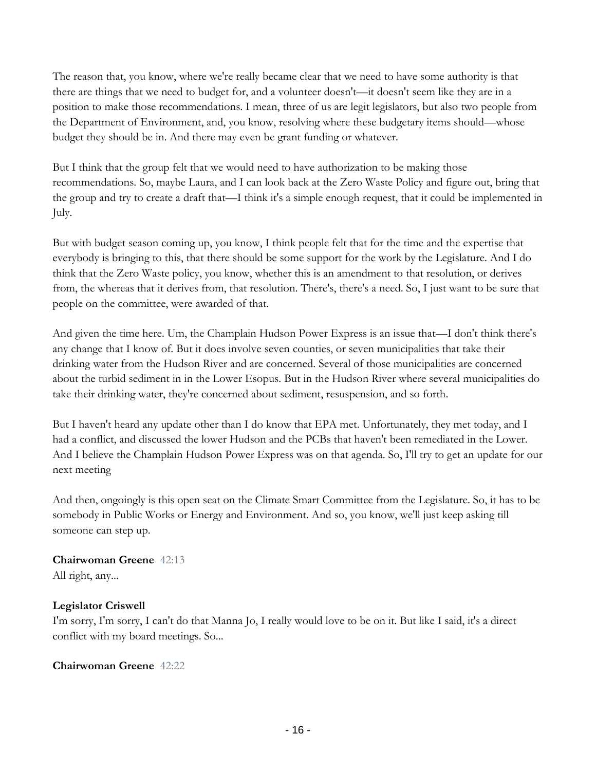The reason that, you know, where we're really became clear that we need to have some authority is that there are things that we need to budget for, and a volunteer doesn't—it doesn't seem like they are in a position to make those recommendations. I mean, three of us are legit legislators, but also two people from the Department of Environment, and, you know, resolving where these budgetary items should—whose budget they should be in. And there may even be grant funding or whatever.

But I think that the group felt that we would need to have authorization to be making those recommendations. So, maybe Laura, and I can look back at the Zero Waste Policy and figure out, bring that the group and try to create a draft that—I think it's a simple enough request, that it could be implemented in July.

But with budget season coming up, you know, I think people felt that for the time and the expertise that everybody is bringing to this, that there should be some support for the work by the Legislature. And I do think that the Zero Waste policy, you know, whether this is an amendment to that resolution, or derives from, the whereas that it derives from, that resolution. There's, there's a need. So, I just want to be sure that people on the committee, were awarded of that.

And given the time here. Um, the Champlain Hudson Power Express is an issue that—I don't think there's any change that I know of. But it does involve seven counties, or seven municipalities that take their drinking water from the Hudson River and are concerned. Several of those municipalities are concerned about the turbid sediment in in the Lower Esopus. But in the Hudson River where several municipalities do take their drinking water, they're concerned about sediment, resuspension, and so forth.

But I haven't heard any update other than I do know that EPA met. Unfortunately, they met today, and I had a conflict, and discussed the lower Hudson and the PCBs that haven't been remediated in the Lower. And I believe the Champlain Hudson Power Express was on that agenda. So, I'll try to get an update for our next meeting

And then, ongoingly is this open seat on the Climate Smart Committee from the Legislature. So, it has to be somebody in Public Works or Energy and Environment. And so, you know, we'll just keep asking till someone can step up.

**Chairwoman Greene** 42:13
All right, any...

**Legislator Criswell**
I'm sorry, I'm sorry, I can't do that Manna Jo, I really would love to be on it. But like I said, it's a direct conflict with my board meetings. So...

**Chairwoman Greene** 42:22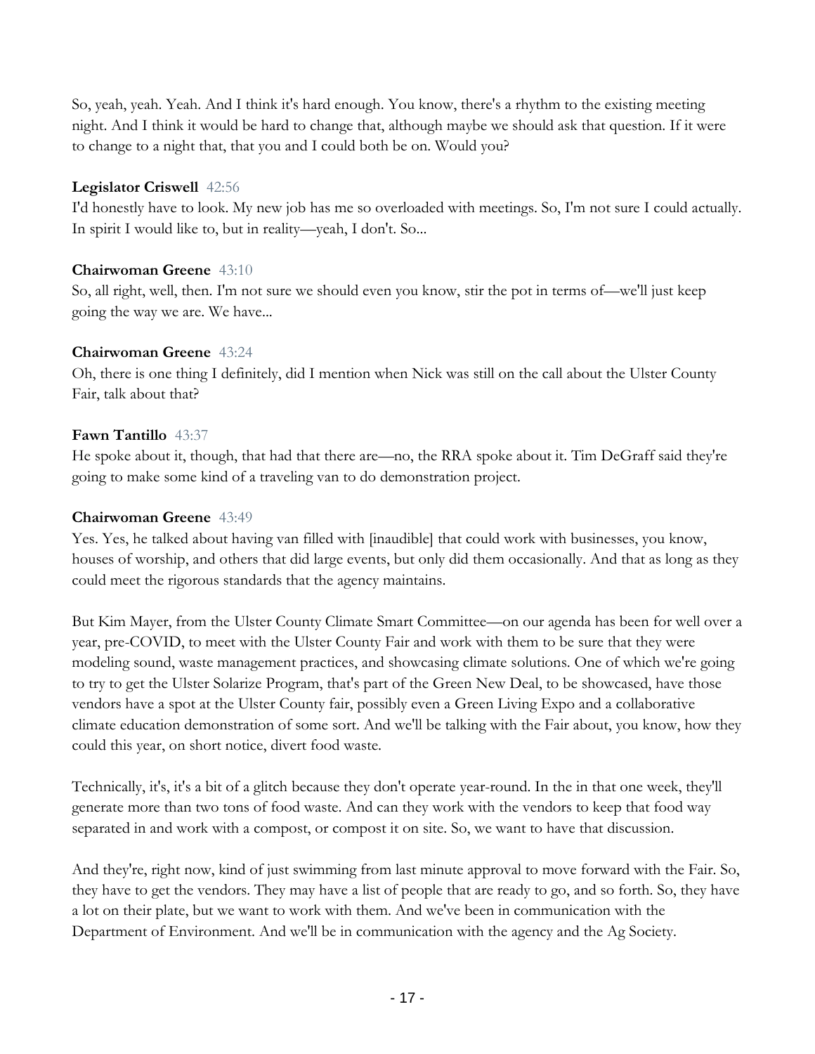So, yeah, yeah. Yeah. And I think it's hard enough. You know, there's a rhythm to the existing meeting night. And I think it would be hard to change that, although maybe we should ask that question. If it were to change to a night that, that you and I could both be on. Would you?

**Legislator Criswell** 42:56
I'd honestly have to look. My new job has me so overloaded with meetings. So, I'm not sure I could actually. In spirit I would like to, but in reality—yeah, I don't. So...

**Chairwoman Greene** 43:10
So, all right, well, then. I'm not sure we should even you know, stir the pot in terms of—we'll just keep going the way we are. We have...

**Chairwoman Greene** 43:24
Oh, there is one thing I definitely, did I mention when Nick was still on the call about the Ulster County Fair, talk about that?

**Fawn Tantillo** 43:37
He spoke about it, though, that had that there are—no, the RRA spoke about it. Tim DeGraff said they're going to make some kind of a traveling van to do demonstration project.

**Chairwoman Greene** 43:49
Yes. Yes, he talked about having van filled with [inaudible] that could work with businesses, you know, houses of worship, and others that did large events, but only did them occasionally. And that as long as they could meet the rigorous standards that the agency maintains.

But Kim Mayer, from the Ulster County Climate Smart Committee—on our agenda has been for well over a year, pre-COVID, to meet with the Ulster County Fair and work with them to be sure that they were modeling sound, waste management practices, and showcasing climate solutions. One of which we're going to try to get the Ulster Solarize Program, that's part of the Green New Deal, to be showcased, have those vendors have a spot at the Ulster County fair, possibly even a Green Living Expo and a collaborative climate education demonstration of some sort. And we'll be talking with the Fair about, you know, how they could this year, on short notice, divert food waste.

Technically, it's, it's a bit of a glitch because they don't operate year-round. In the in that one week, they'll generate more than two tons of food waste. And can they work with the vendors to keep that food way separated in and work with a compost, or compost it on site. So, we want to have that discussion.

And they're, right now, kind of just swimming from last minute approval to move forward with the Fair. So, they have to get the vendors. They may have a list of people that are ready to go, and so forth. So, they have a lot on their plate, but we want to work with them. And we've been in communication with the Department of Environment. And we'll be in communication with the agency and the Ag Society.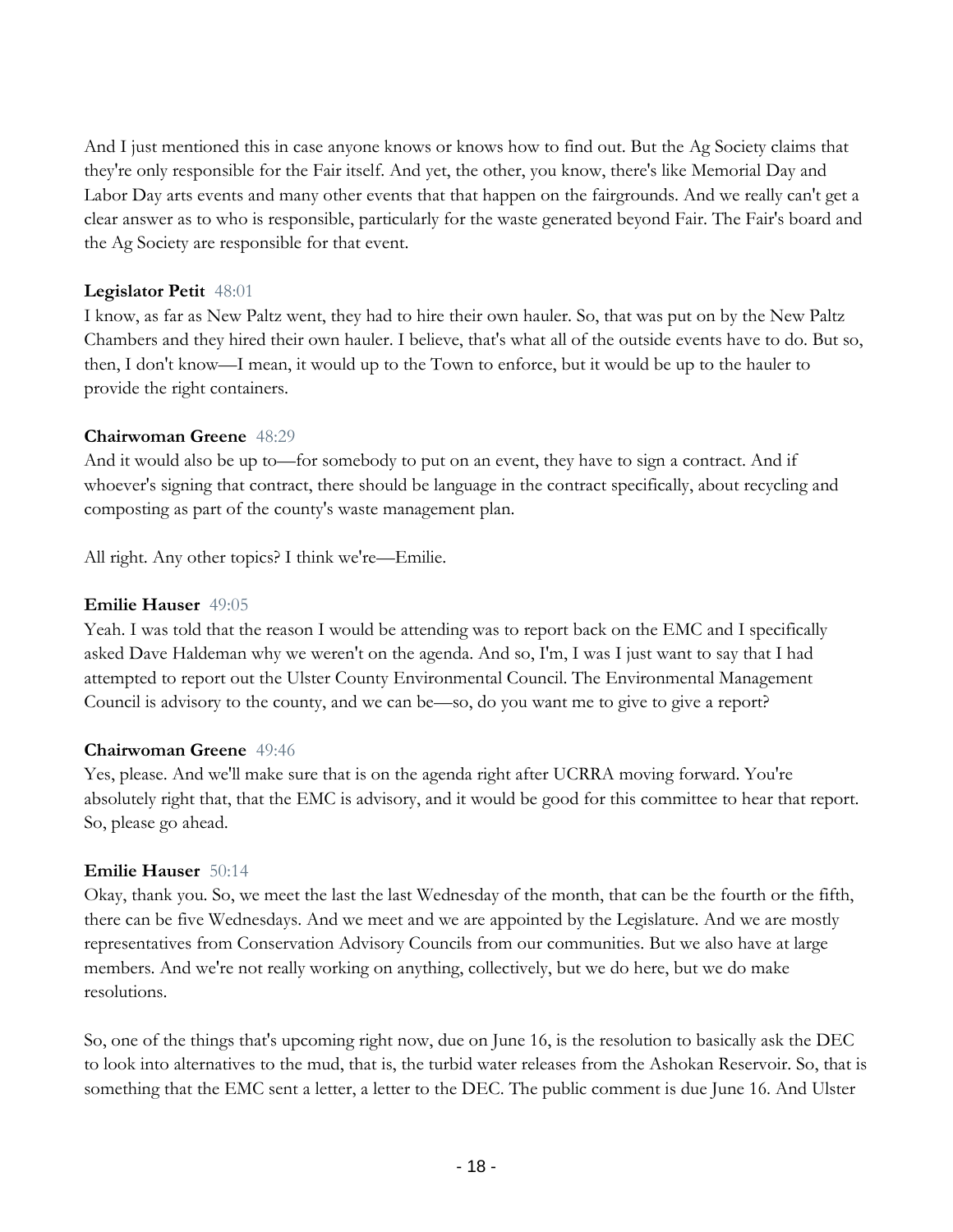And I just mentioned this in case anyone knows or knows how to find out. But the Ag Society claims that they're only responsible for the Fair itself. And yet, the other, you know, there's like Memorial Day and Labor Day arts events and many other events that that happen on the fairgrounds. And we really can't get a clear answer as to who is responsible, particularly for the waste generated beyond Fair. The Fair's board and the Ag Society are responsible for that event.

**Legislator Petit** 48:01
I know, as far as New Paltz went, they had to hire their own hauler. So, that was put on by the New Paltz Chambers and they hired their own hauler. I believe, that's what all of the outside events have to do. But so, then, I don't know—I mean, it would up to the Town to enforce, but it would be up to the hauler to provide the right containers.

**Chairwoman Greene** 48:29
And it would also be up to—for somebody to put on an event, they have to sign a contract. And if whoever's signing that contract, there should be language in the contract specifically, about recycling and composting as part of the county's waste management plan.

All right. Any other topics? I think we're—Emilie.

**Emilie Hauser** 49:05
Yeah. I was told that the reason I would be attending was to report back on the EMC and I specifically asked Dave Haldeman why we weren't on the agenda. And so, I'm, I was I just want to say that I had attempted to report out the Ulster County Environmental Council. The Environmental Management Council is advisory to the county, and we can be—so, do you want me to give to give a report?

**Chairwoman Greene** 49:46
Yes, please. And we'll make sure that is on the agenda right after UCRRA moving forward. You're absolutely right that, that the EMC is advisory, and it would be good for this committee to hear that report. So, please go ahead.

**Emilie Hauser** 50:14
Okay, thank you. So, we meet the last the last Wednesday of the month, that can be the fourth or the fifth, there can be five Wednesdays. And we meet and we are appointed by the Legislature. And we are mostly representatives from Conservation Advisory Councils from our communities. But we also have at large members. And we're not really working on anything, collectively, but we do here, but we do make resolutions.

So, one of the things that's upcoming right now, due on June 16, is the resolution to basically ask the DEC to look into alternatives to the mud, that is, the turbid water releases from the Ashokan Reservoir. So, that is something that the EMC sent a letter, a letter to the DEC. The public comment is due June 16. And Ulster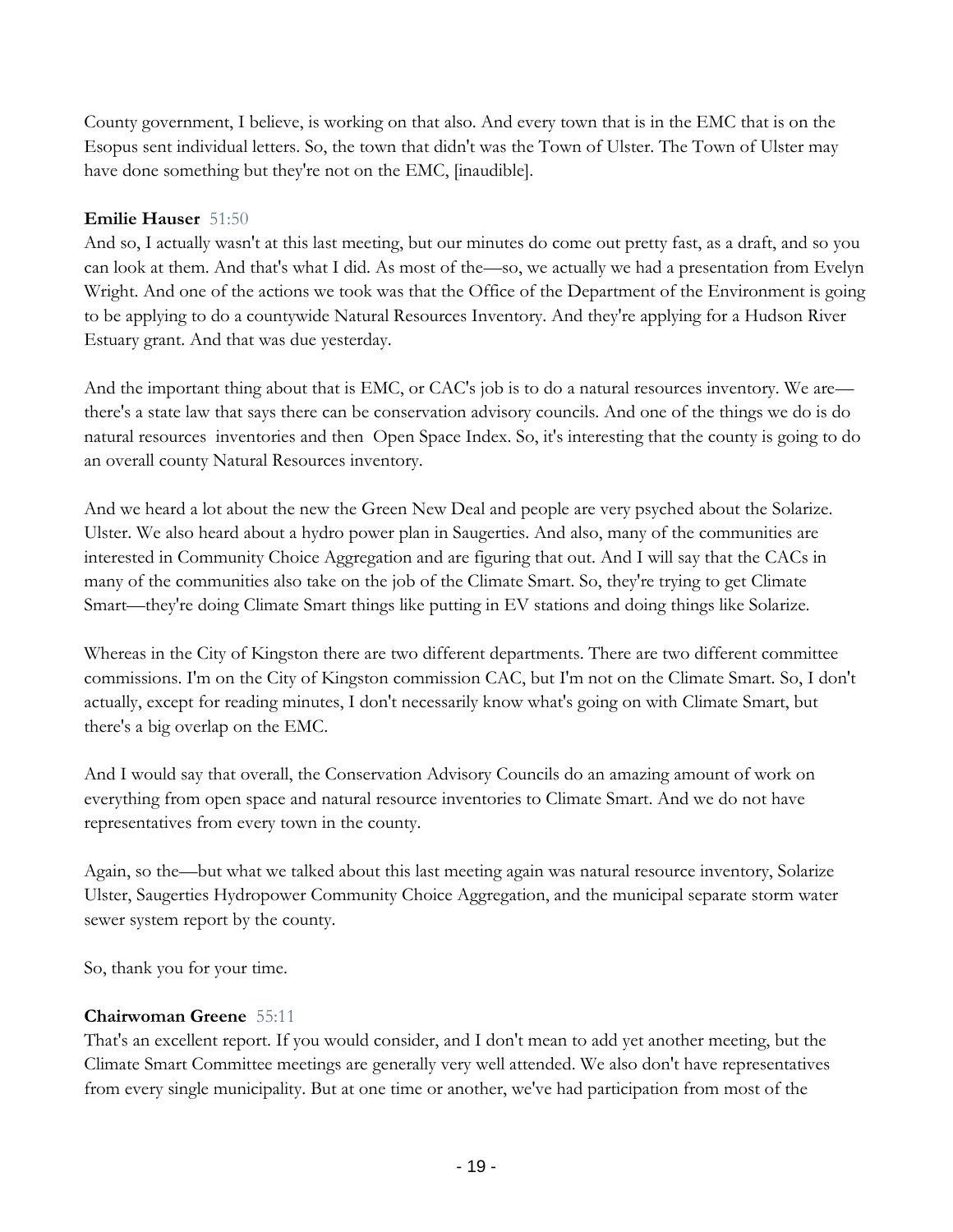County government, I believe, is working on that also. And every town that is in the EMC that is on the Esopus sent individual letters. So, the town that didn't was the Town of Ulster. The Town of Ulster may have done something but they're not on the EMC, [inaudible].

**Emilie Hauser** 51:50
And so, I actually wasn't at this last meeting, but our minutes do come out pretty fast, as a draft, and so you can look at them. And that's what I did. As most of the—so, we actually we had a presentation from Evelyn Wright. And one of the actions we took was that the Office of the Department of the Environment is going to be applying to do a countywide Natural Resources Inventory. And they're applying for a Hudson River Estuary grant. And that was due yesterday.

And the important thing about that is EMC, or CAC's job is to do a natural resources inventory. We are—there's a state law that says there can be conservation advisory councils. And one of the things we do is do natural resources inventories and then Open Space Index. So, it's interesting that the county is going to do an overall county Natural Resources inventory.

And we heard a lot about the new the Green New Deal and people are very psyched about the Solarize. Ulster. We also heard about a hydro power plan in Saugerties. And also, many of the communities are interested in Community Choice Aggregation and are figuring that out. And I will say that the CACs in many of the communities also take on the job of the Climate Smart. So, they're trying to get Climate Smart—they're doing Climate Smart things like putting in EV stations and doing things like Solarize.

Whereas in the City of Kingston there are two different departments. There are two different committee commissions. I'm on the City of Kingston commission CAC, but I'm not on the Climate Smart. So, I don't actually, except for reading minutes, I don't necessarily know what's going on with Climate Smart, but there's a big overlap on the EMC.

And I would say that overall, the Conservation Advisory Councils do an amazing amount of work on everything from open space and natural resource inventories to Climate Smart. And we do not have representatives from every town in the county.

Again, so the—but what we talked about this last meeting again was natural resource inventory, Solarize Ulster, Saugerties Hydropower Community Choice Aggregation, and the municipal separate storm water sewer system report by the county.

So, thank you for your time.

**Chairwoman Greene** 55:11
That's an excellent report. If you would consider, and I don't mean to add yet another meeting, but the Climate Smart Committee meetings are generally very well attended. We also don't have representatives from every single municipality. But at one time or another, we've had participation from most of the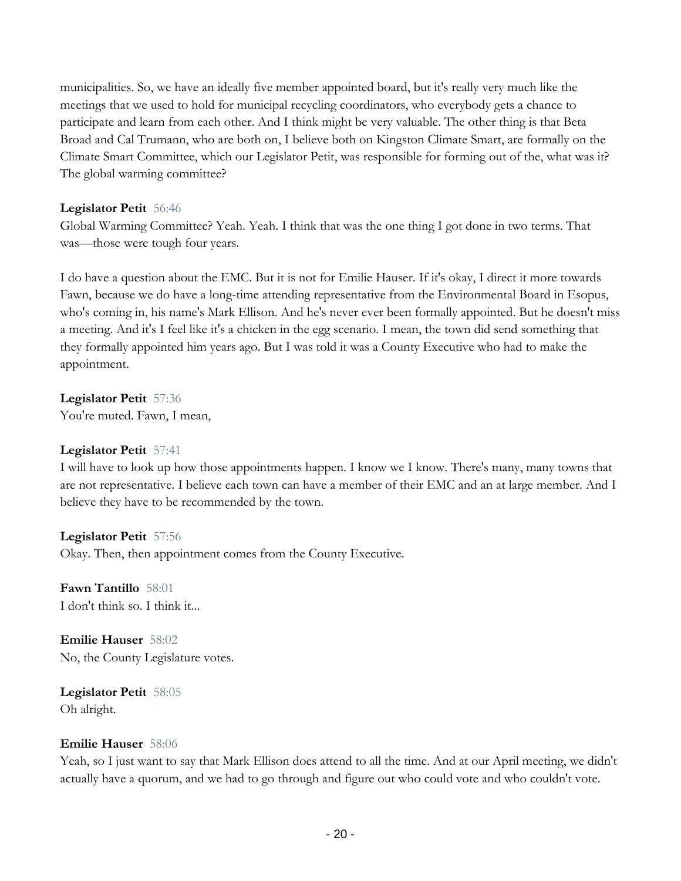municipalities. So, we have an ideally five member appointed board, but it's really very much like the meetings that we used to hold for municipal recycling coordinators, who everybody gets a chance to participate and learn from each other. And I think might be very valuable. The other thing is that Beta Broad and Cal Trumann, who are both on, I believe both on Kingston Climate Smart, are formally on the Climate Smart Committee, which our Legislator Petit, was responsible for forming out of the, what was it? The global warming committee?

**Legislator Petit** 56:46
Global Warming Committee? Yeah. Yeah. I think that was the one thing I got done in two terms. That was—those were tough four years.

I do have a question about the EMC. But it is not for Emilie Hauser. If it's okay, I direct it more towards Fawn, because we do have a long-time attending representative from the Environmental Board in Esopus, who's coming in, his name's Mark Ellison. And he's never ever been formally appointed. But he doesn't miss a meeting. And it's I feel like it's a chicken in the egg scenario. I mean, the town did send something that they formally appointed him years ago. But I was told it was a County Executive who had to make the appointment.

**Legislator Petit** 57:36
You're muted. Fawn, I mean,

**Legislator Petit** 57:41
I will have to look up how those appointments happen. I know we I know. There's many, many towns that are not representative. I believe each town can have a member of their EMC and an at large member. And I believe they have to be recommended by the town.

**Legislator Petit** 57:56
Okay. Then, then appointment comes from the County Executive.

**Fawn Tantillo** 58:01
I don't think so. I think it...

**Emilie Hauser** 58:02
No, the County Legislature votes.

**Legislator Petit** 58:05
Oh alright.

**Emilie Hauser** 58:06
Yeah, so I just want to say that Mark Ellison does attend to all the time. And at our April meeting, we didn't actually have a quorum, and we had to go through and figure out who could vote and who couldn't vote.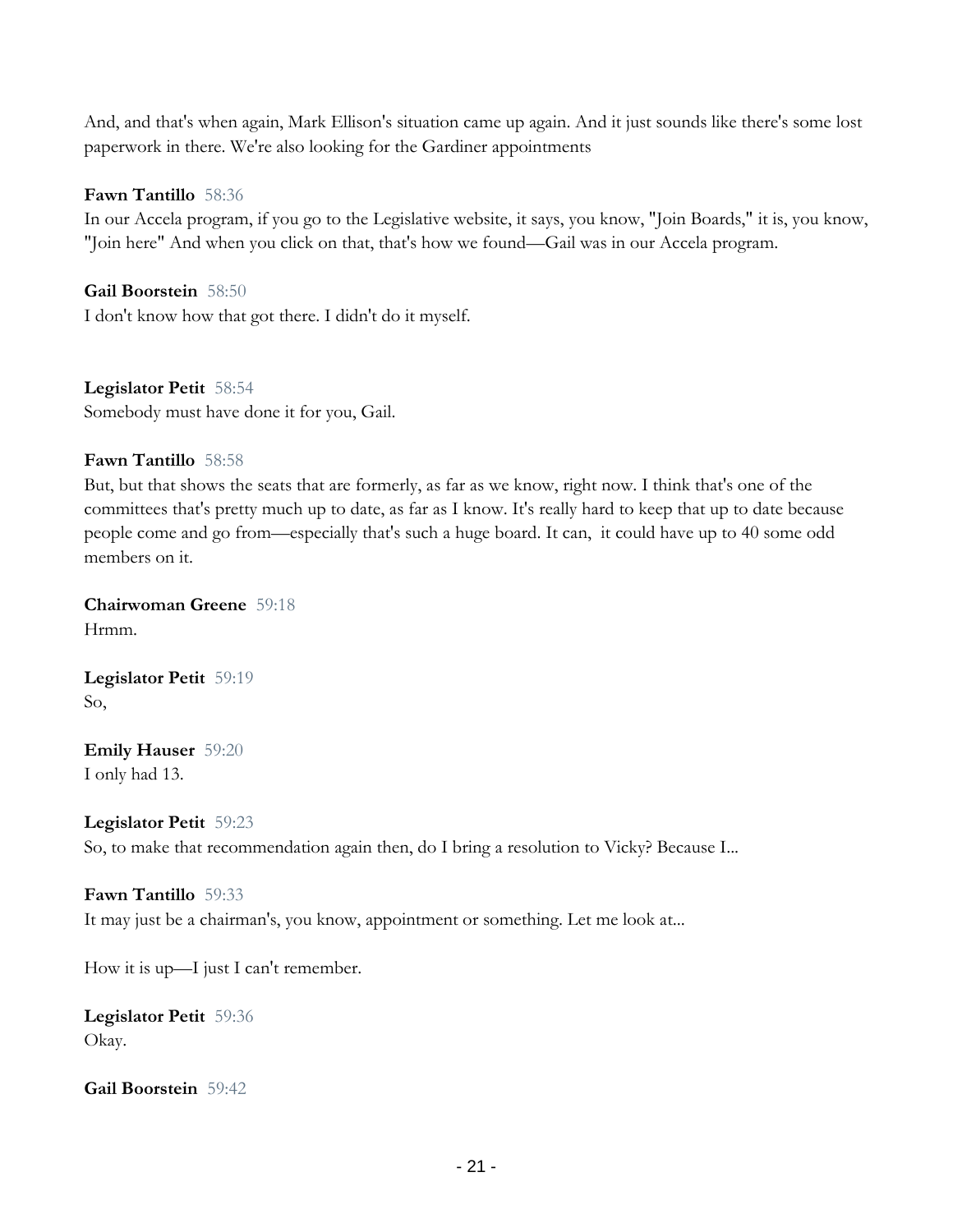And, and that's when again, Mark Ellison's situation came up again. And it just sounds like there's some lost paperwork in there. We're also looking for the Gardiner appointments

**Fawn Tantillo** 58:36
In our Accela program, if you go to the Legislative website, it says, you know, "Join Boards," it is, you know, "Join here" And when you click on that, that's how we found—Gail was in our Accela program.

**Gail Boorstein** 58:50
I don't know how that got there. I didn't do it myself.

**Legislator Petit** 58:54
Somebody must have done it for you, Gail.

**Fawn Tantillo** 58:58
But, but that shows the seats that are formerly, as far as we know, right now. I think that's one of the committees that's pretty much up to date, as far as I know. It's really hard to keep that up to date because people come and go from—especially that's such a huge board. It can, it could have up to 40 some odd members on it.

**Chairwoman Greene** 59:18
Hrmm.

**Legislator Petit** 59:19
So,

**Emily Hauser** 59:20
I only had 13.

**Legislator Petit** 59:23
So, to make that recommendation again then, do I bring a resolution to Vicky? Because I...

**Fawn Tantillo** 59:33
It may just be a chairman's, you know, appointment or something. Let me look at...

How it is up—I just I can't remember.

**Legislator Petit** 59:36
Okay.

**Gail Boorstein** 59:42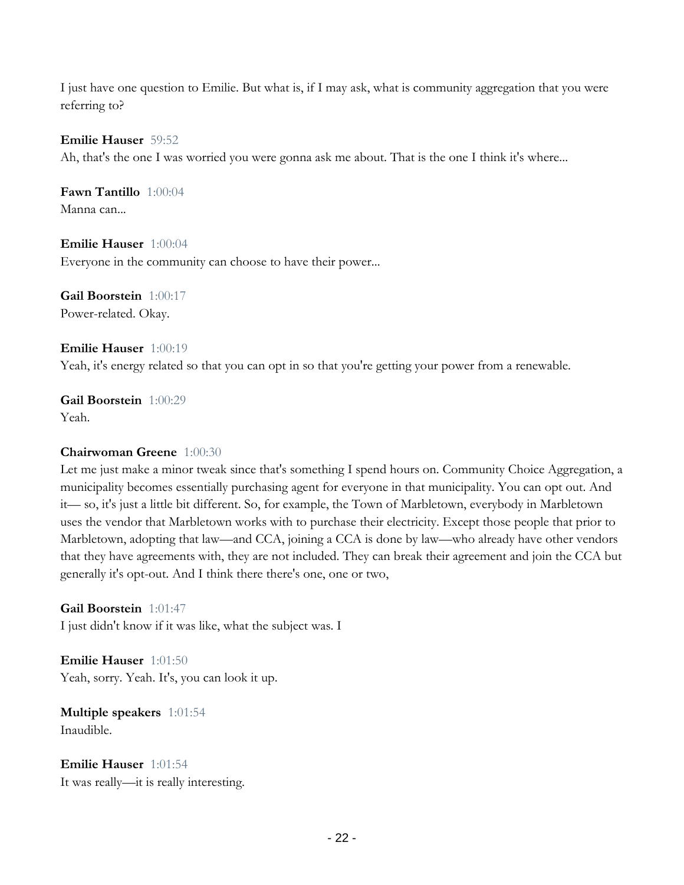I just have one question to Emilie. But what is, if I may ask, what is community aggregation that you were referring to?

**Emilie Hauser** 59:52
Ah, that's the one I was worried you were gonna ask me about. That is the one I think it's where...

**Fawn Tantillo** 1:00:04
Manna can...

**Emilie Hauser** 1:00:04
Everyone in the community can choose to have their power...

**Gail Boorstein** 1:00:17
Power-related. Okay.

**Emilie Hauser** 1:00:19
Yeah, it's energy related so that you can opt in so that you're getting your power from a renewable.

**Gail Boorstein** 1:00:29
Yeah.

**Chairwoman Greene** 1:00:30
Let me just make a minor tweak since that's something I spend hours on. Community Choice Aggregation, a municipality becomes essentially purchasing agent for everyone in that municipality. You can opt out. And it— so, it's just a little bit different. So, for example, the Town of Marbletown, everybody in Marbletown uses the vendor that Marbletown works with to purchase their electricity. Except those people that prior to Marbletown, adopting that law—and CCA, joining a CCA is done by law—who already have other vendors that they have agreements with, they are not included. They can break their agreement and join the CCA but generally it's opt-out. And I think there there's one, one or two,

**Gail Boorstein** 1:01:47
I just didn't know if it was like, what the subject was. I

**Emilie Hauser** 1:01:50
Yeah, sorry. Yeah. It's, you can look it up.

**Multiple speakers** 1:01:54
Inaudible.

**Emilie Hauser** 1:01:54
It was really—it is really interesting.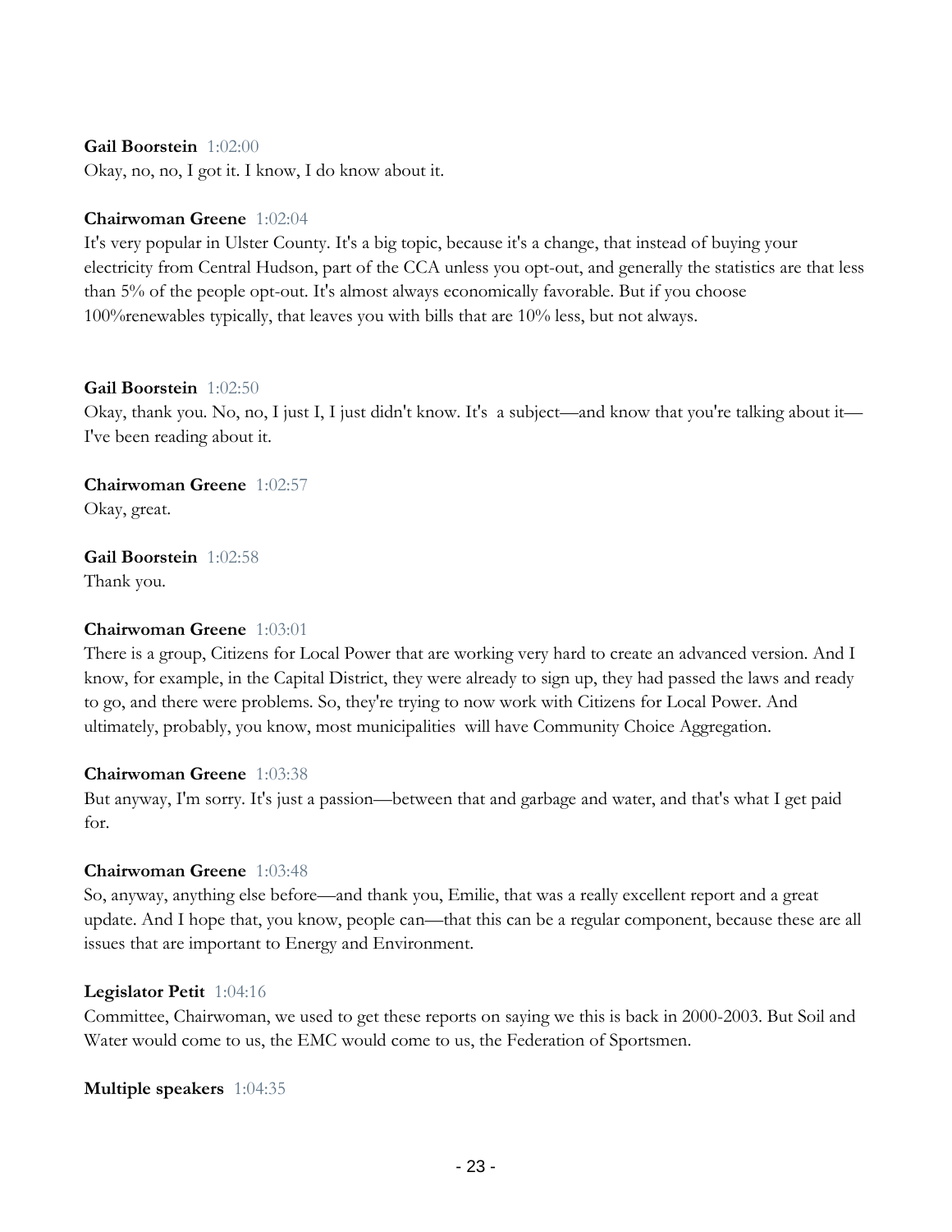**Gail Boorstein** 1:02:00
Okay, no, no, I got it. I know, I do know about it.

**Chairwoman Greene** 1:02:04
It's very popular in Ulster County. It's a big topic, because it's a change, that instead of buying your electricity from Central Hudson, part of the CCA unless you opt-out, and generally the statistics are that less than 5% of the people opt-out. It's almost always economically favorable. But if you choose 100%renewables typically, that leaves you with bills that are 10% less, but not always.

**Gail Boorstein** 1:02:50
Okay, thank you. No, no, I just I, I just didn't know. It's a subject—and know that you're talking about it—I've been reading about it.

**Chairwoman Greene** 1:02:57
Okay, great.

**Gail Boorstein** 1:02:58
Thank you.

**Chairwoman Greene** 1:03:01
There is a group, Citizens for Local Power that are working very hard to create an advanced version. And I know, for example, in the Capital District, they were already to sign up, they had passed the laws and ready to go, and there were problems. So, they're trying to now work with Citizens for Local Power. And ultimately, probably, you know, most municipalities will have Community Choice Aggregation.

**Chairwoman Greene** 1:03:38
But anyway, I'm sorry. It's just a passion—between that and garbage and water, and that's what I get paid for.

**Chairwoman Greene** 1:03:48
So, anyway, anything else before—and thank you, Emilie, that was a really excellent report and a great update. And I hope that, you know, people can—that this can be a regular component, because these are all issues that are important to Energy and Environment.

**Legislator Petit** 1:04:16
Committee, Chairwoman, we used to get these reports on saying we this is back in 2000-2003. But Soil and Water would come to us, the EMC would come to us, the Federation of Sportsmen.

**Multiple speakers** 1:04:35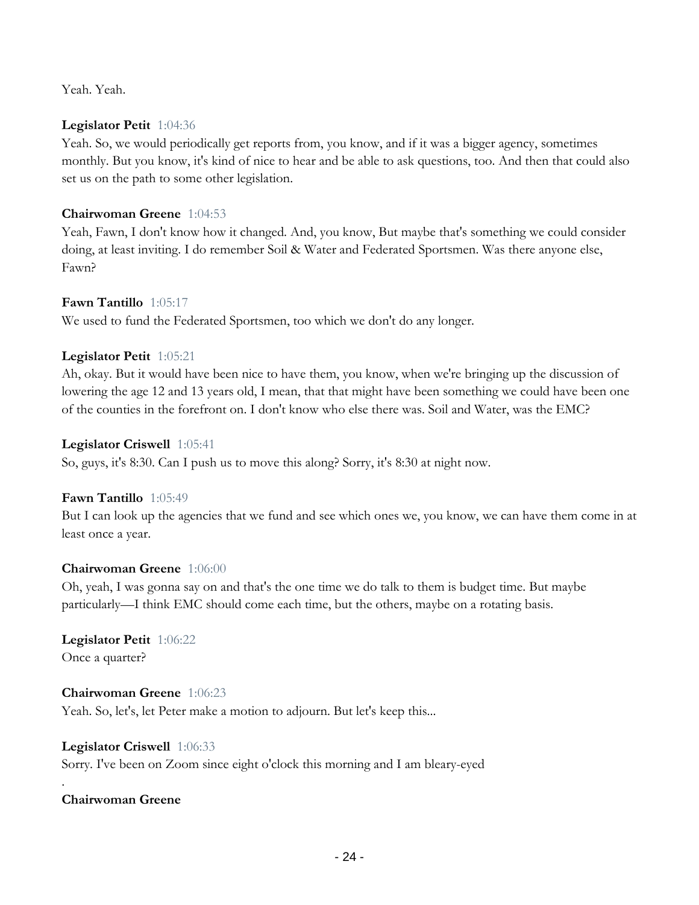Yeah. Yeah.

**Legislator Petit** 1:04:36
Yeah. So, we would periodically get reports from, you know, and if it was a bigger agency, sometimes monthly. But you know, it's kind of nice to hear and be able to ask questions, too. And then that could also set us on the path to some other legislation.

**Chairwoman Greene** 1:04:53
Yeah, Fawn, I don't know how it changed. And, you know, But maybe that's something we could consider doing, at least inviting. I do remember Soil & Water and Federated Sportsmen. Was there anyone else, Fawn?

**Fawn Tantillo** 1:05:17
We used to fund the Federated Sportsmen, too which we don't do any longer.

**Legislator Petit** 1:05:21
Ah, okay. But it would have been nice to have them, you know, when we're bringing up the discussion of lowering the age 12 and 13 years old, I mean, that that might have been something we could have been one of the counties in the forefront on. I don't know who else there was. Soil and Water, was the EMC?

**Legislator Criswell** 1:05:41
So, guys, it's 8:30. Can I push us to move this along? Sorry, it's 8:30 at night now.

**Fawn Tantillo** 1:05:49
But I can look up the agencies that we fund and see which ones we, you know, we can have them come in at least once a year.

**Chairwoman Greene** 1:06:00
Oh, yeah, I was gonna say on and that's the one time we do talk to them is budget time. But maybe particularly—I think EMC should come each time, but the others, maybe on a rotating basis.

**Legislator Petit** 1:06:22
Once a quarter?

**Chairwoman Greene** 1:06:23
Yeah. So, let's, let Peter make a motion to adjourn. But let's keep this...

**Legislator Criswell** 1:06:33
Sorry. I've been on Zoom since eight o'clock this morning and I am bleary-eyed
.

**Chairwoman Greene**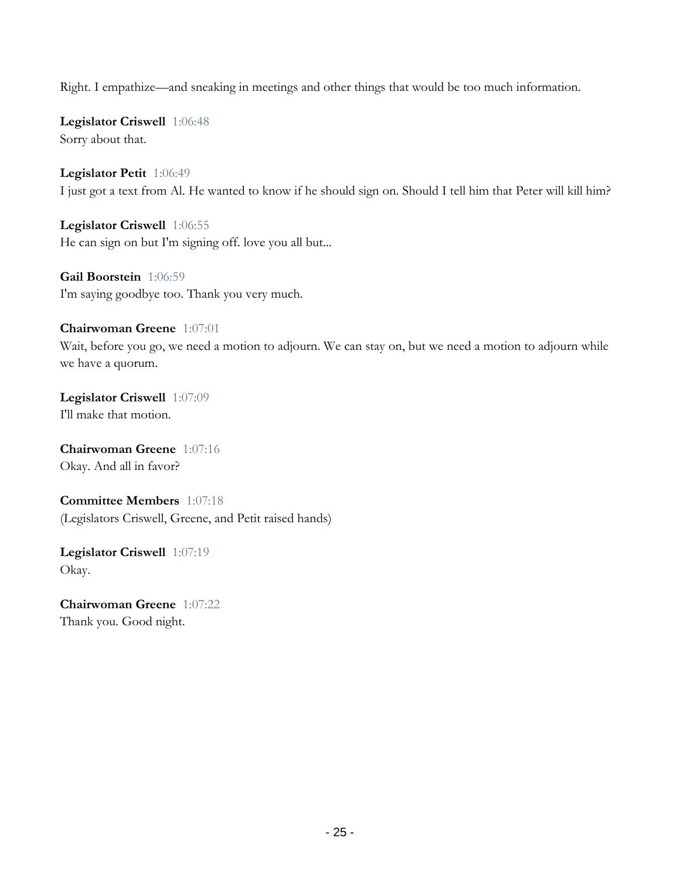Right. I empathize—and sneaking in meetings and other things that would be too much information.

**Legislator Criswell** 1:06:48
Sorry about that.

**Legislator Petit** 1:06:49
I just got a text from Al. He wanted to know if he should sign on. Should I tell him that Peter will kill him?

**Legislator Criswell** 1:06:55
He can sign on but I'm signing off. love you all but...

**Gail Boorstein** 1:06:59
I'm saying goodbye too. Thank you very much.

**Chairwoman Greene** 1:07:01
Wait, before you go, we need a motion to adjourn. We can stay on, but we need a motion to adjourn while we have a quorum.

**Legislator Criswell** 1:07:09
I'll make that motion.

**Chairwoman Greene** 1:07:16
Okay. And all in favor?

**Committee Members** 1:07:18
(Legislators Criswell, Greene, and Petit raised hands)

**Legislator Criswell** 1:07:19
Okay.

**Chairwoman Greene** 1:07:22
Thank you. Good night.